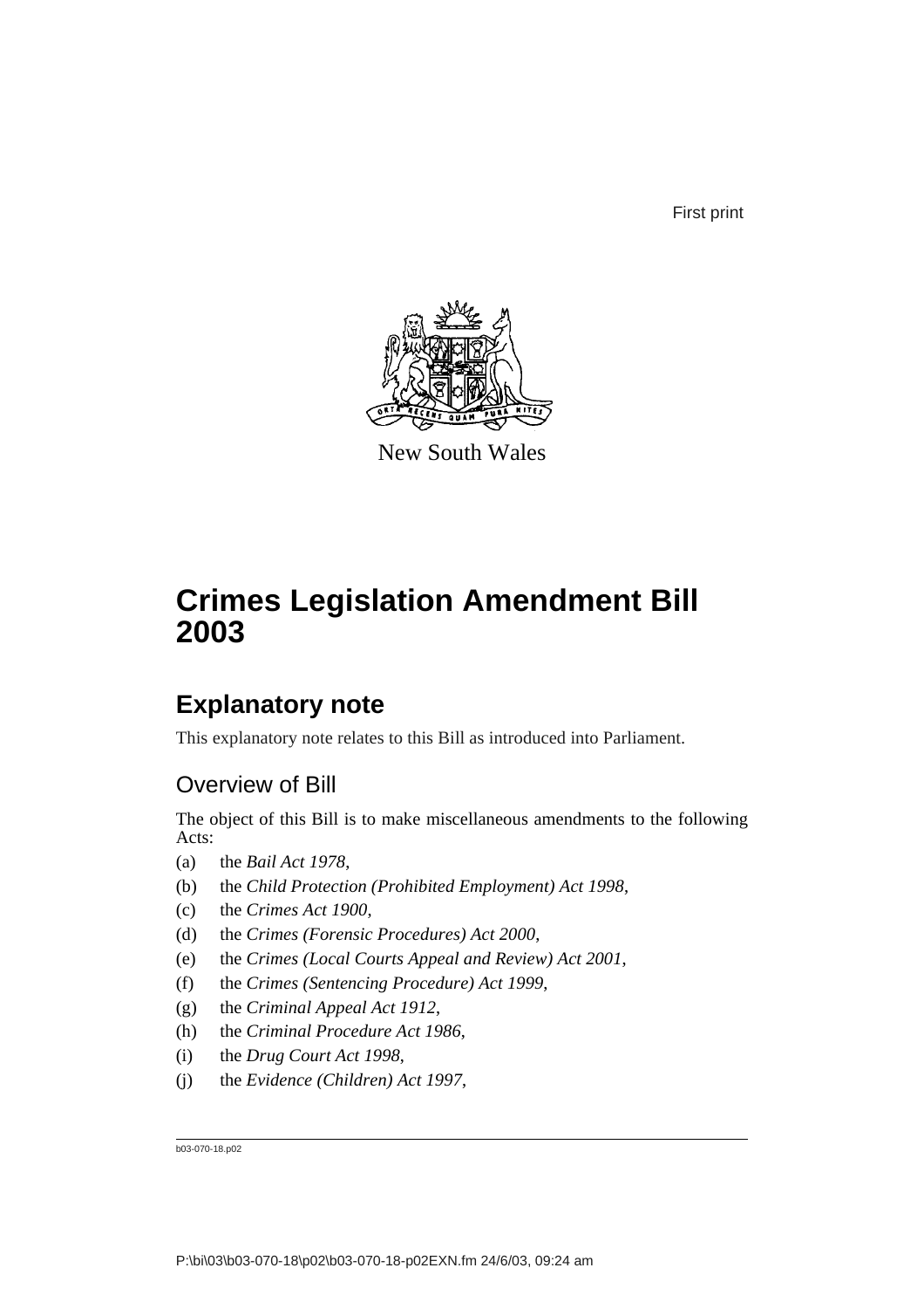First print

New South Wales

# Crimes Legislation Amendment Bill 2003

## Explanatory note

This explanatory note relates to this Bill as introduced into Parliament.

### Overview of Bill

The object of this Bill is to make miscellaneous amendments to the following Acts:

(a) the *Bail Act 1978*,

(b) the *Child Protection (Prohibited Employment) Act 1998*,

(c) the *Crimes Act 1900*,

(d) the *Crimes (Forensic Procedures) Act 2000*,

(e) the *Crimes (Local Courts Appeal and Review) Act 2001*,

(f) the *Crimes (Sentencing Procedure) Act 1999*,

(g) the *Criminal Appeal Act 1912*,

(h) the *Criminal Procedure Act 1986*,

(i) the *Drug Court Act 1998*,

(j) the *Evidence (Children) Act 1997*,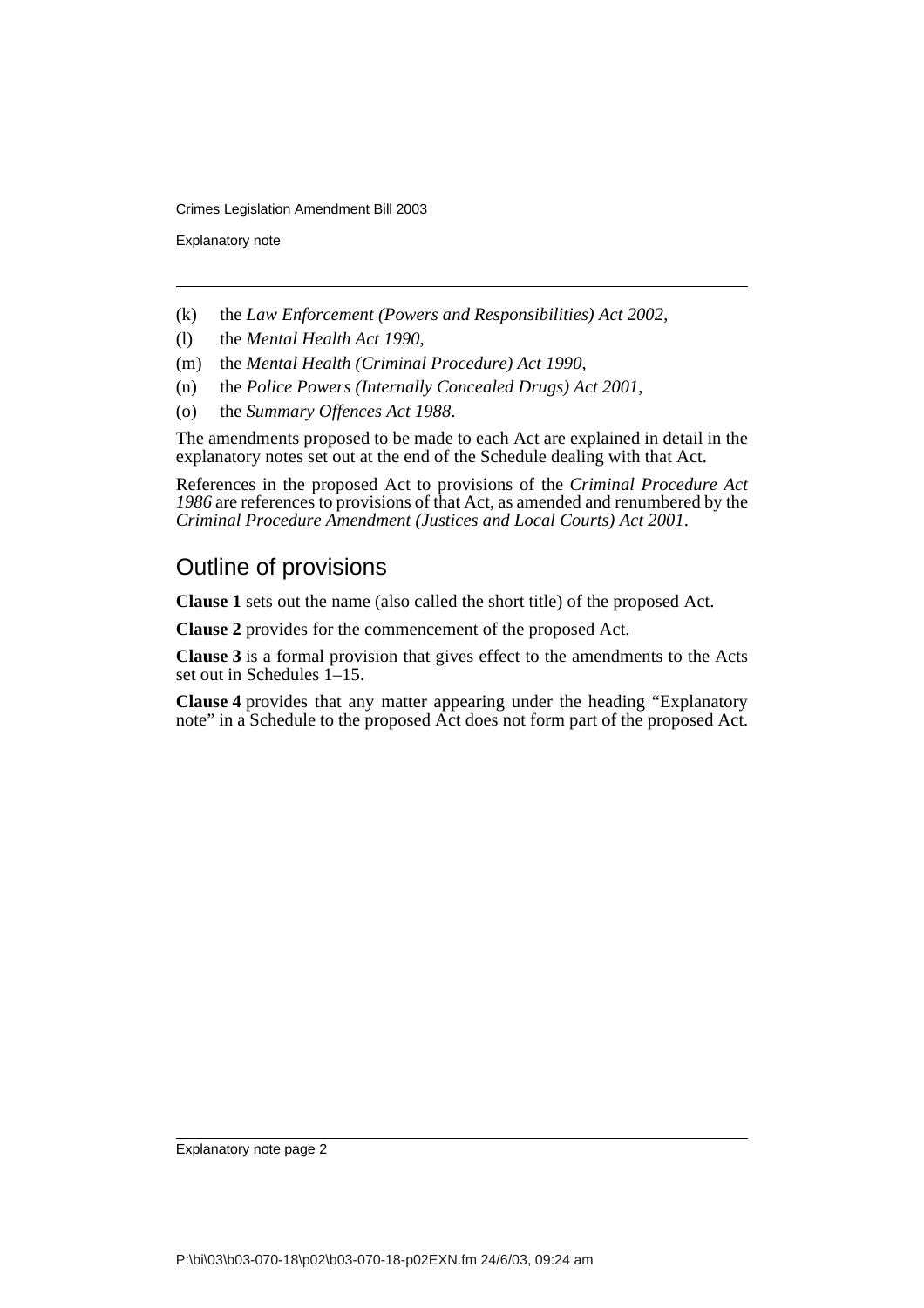(k) the *Law Enforcement (Powers and Responsibilities) Act 2002*,

(l) the *Mental Health Act 1990*,

(m) the *Mental Health (Criminal Procedure) Act 1990*,

(n) the *Police Powers (Internally Concealed Drugs) Act 2001*,

(o) the *Summary Offences Act 1988*.

The amendments proposed to be made to each Act are explained in detail in the explanatory notes set out at the end of the Schedule dealing with that Act.

References in the proposed Act to provisions of the *Criminal Procedure Act 1986* are references to provisions of that Act, as amended and renumbered by the *Criminal Procedure Amendment (Justices and Local Courts) Act 2001*.

## Outline of provisions

**Clause 1** sets out the name (also called the short title) of the proposed Act.

**Clause 2** provides for the commencement of the proposed Act.

**Clause 3** is a formal provision that gives effect to the amendments to the Acts set out in Schedules 1–15.

**Clause 4** provides that any matter appearing under the heading "Explanatory note" in a Schedule to the proposed Act does not form part of the proposed Act.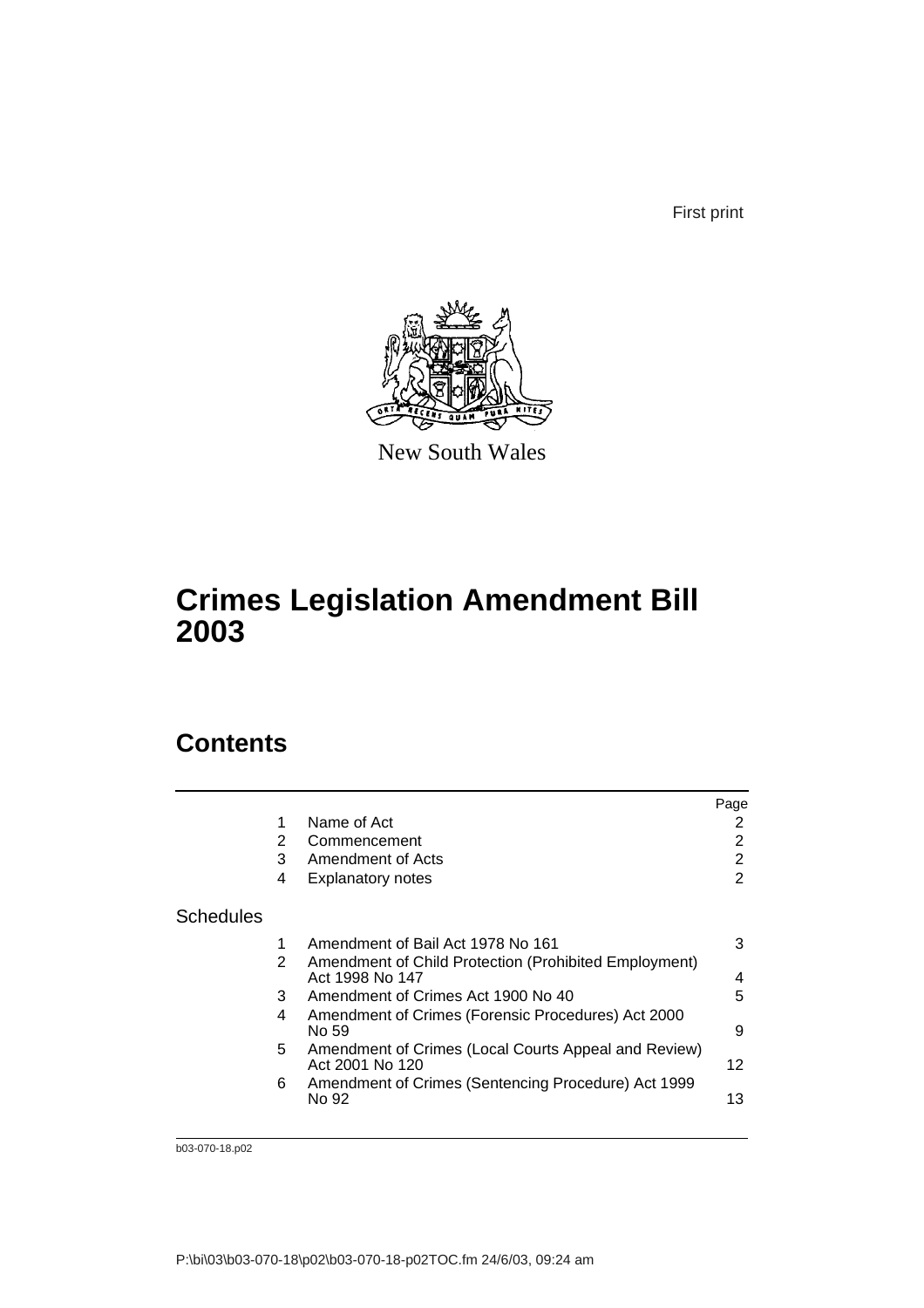First print

New South Wales

# Crimes Legislation Amendment Bill 2003

## Contents

| | | | Page |
|---|---|---|---|
| | 1 | Name of Act | 2 |
| | 2 | Commencement | 2 |
| | 3 | Amendment of Acts | 2 |
| | 4 | Explanatory notes | 2 |
| Schedules | | | |
| | 1 | Amendment of Bail Act 1978 No 161 | 3 |
| | 2 | Amendment of Child Protection (Prohibited Employment) Act 1998 No 147 | 4 |
| | 3 | Amendment of Crimes Act 1900 No 40 | 5 |
| | 4 | Amendment of Crimes (Forensic Procedures) Act 2000 No 59 | 9 |
| | 5 | Amendment of Crimes (Local Courts Appeal and Review) Act 2001 No 120 | 12 |
| | 6 | Amendment of Crimes (Sentencing Procedure) Act 1999 No 92 | 13 |

b03-070-18.p02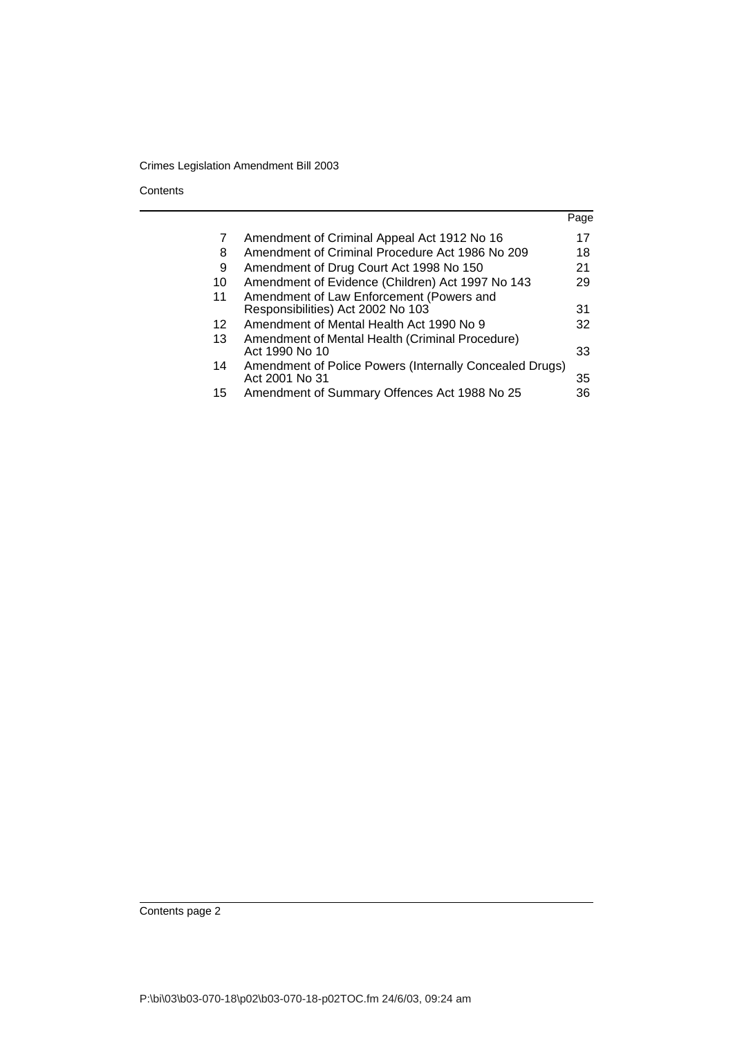Contents

| | | Page |
|---|---|---|
| 7 | Amendment of Criminal Appeal Act 1912 No 16 | 17 |
| 8 | Amendment of Criminal Procedure Act 1986 No 209 | 18 |
| 9 | Amendment of Drug Court Act 1998 No 150 | 21 |
| 10 | Amendment of Evidence (Children) Act 1997 No 143 | 29 |
| 11 | Amendment of Law Enforcement (Powers and Responsibilities) Act 2002 No 103 | 31 |
| 12 | Amendment of Mental Health Act 1990 No 9 | 32 |
| 13 | Amendment of Mental Health (Criminal Procedure) Act 1990 No 10 | 33 |
| 14 | Amendment of Police Powers (Internally Concealed Drugs) Act 2001 No 31 | 35 |
| 15 | Amendment of Summary Offences Act 1988 No 25 | 36 |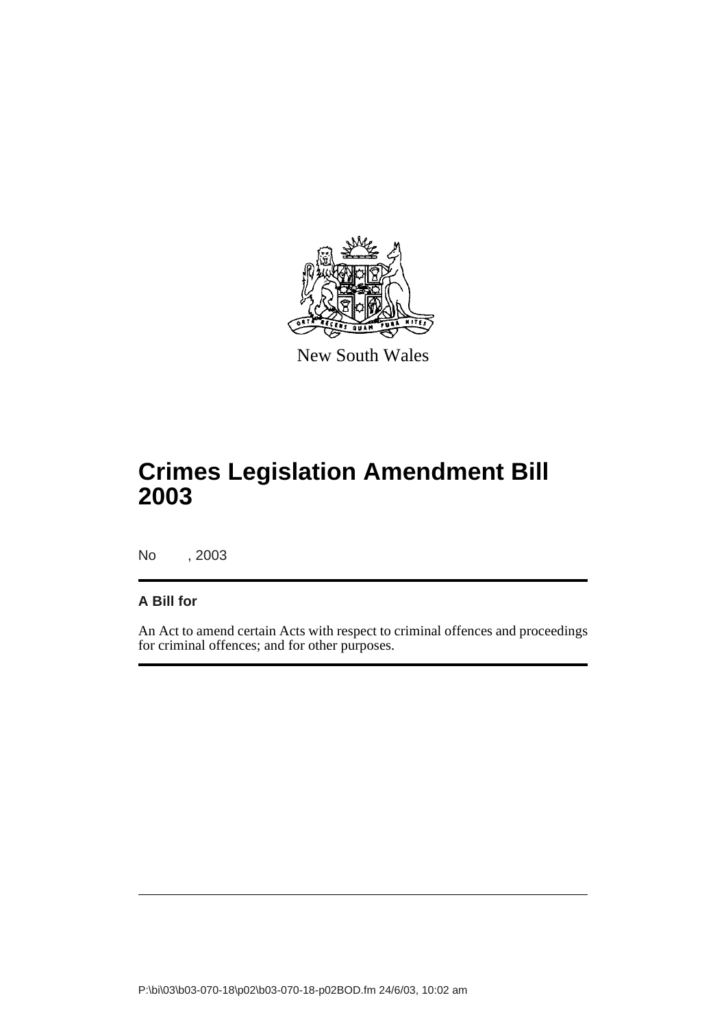New South Wales

# Crimes Legislation Amendment Bill 2003

No , 2003

**A Bill for**

An Act to amend certain Acts with respect to criminal offences and proceedings for criminal offences; and for other purposes.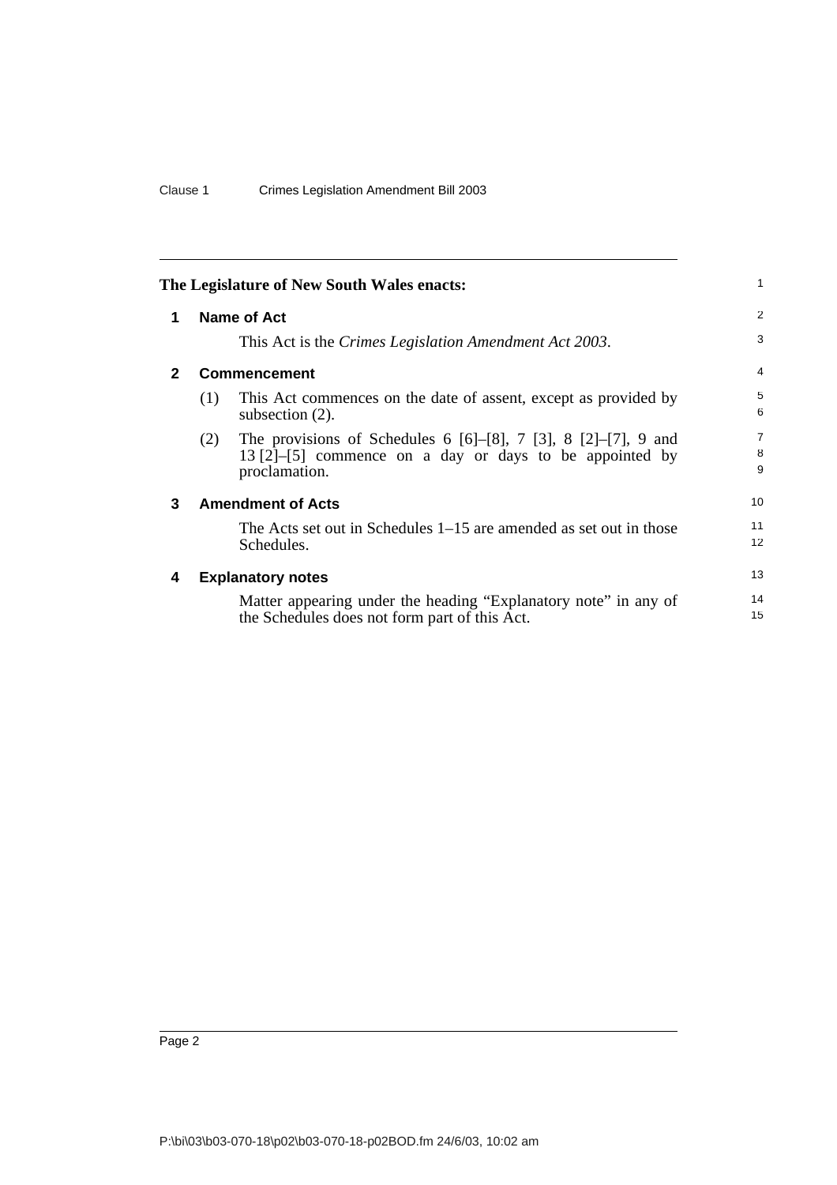**The Legislature of New South Wales enacts:**

## 1 Name of Act

This Act is the *Crimes Legislation Amendment Act 2003*.

## 2 Commencement

(1) This Act commences on the date of assent, except as provided by subsection (2).

(2) The provisions of Schedules 6 [6]–[8], 7 [3], 8 [2]–[7], 9 and 13 [2]–[5] commence on a day or days to be appointed by proclamation.

## 3 Amendment of Acts

The Acts set out in Schedules 1–15 are amended as set out in those Schedules.

## 4 Explanatory notes

Matter appearing under the heading "Explanatory note" in any of the Schedules does not form part of this Act.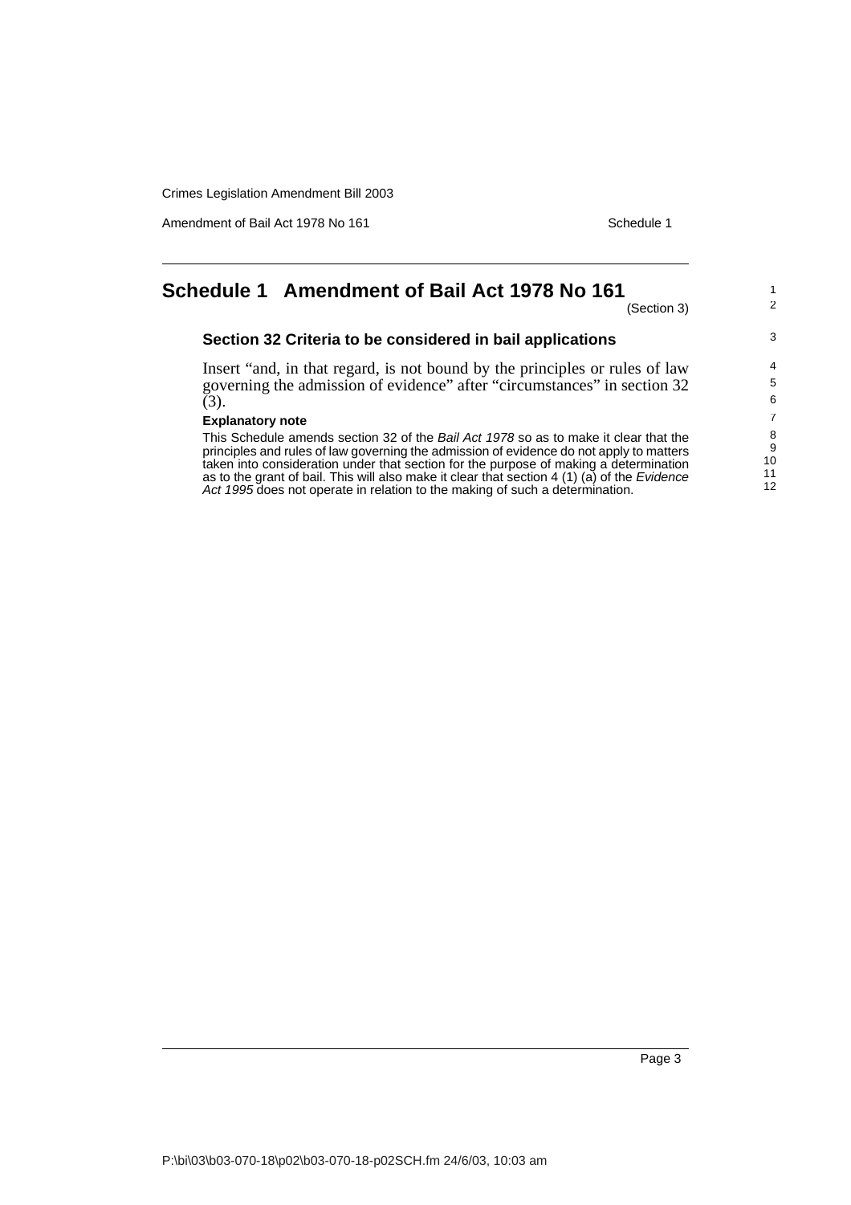# Schedule 1 Amendment of Bail Act 1978 No 161

(Section 3)

### Section 32 Criteria to be considered in bail applications

Insert "and, in that regard, is not bound by the principles or rules of law governing the admission of evidence" after "circumstances" in section 32 (3).

**Explanatory note**

This Schedule amends section 32 of the *Bail Act 1978* so as to make it clear that the principles and rules of law governing the admission of evidence do not apply to matters taken into consideration under that section for the purpose of making a determination as to the grant of bail. This will also make it clear that section 4 (1) (a) of the *Evidence Act 1995* does not operate in relation to the making of such a determination.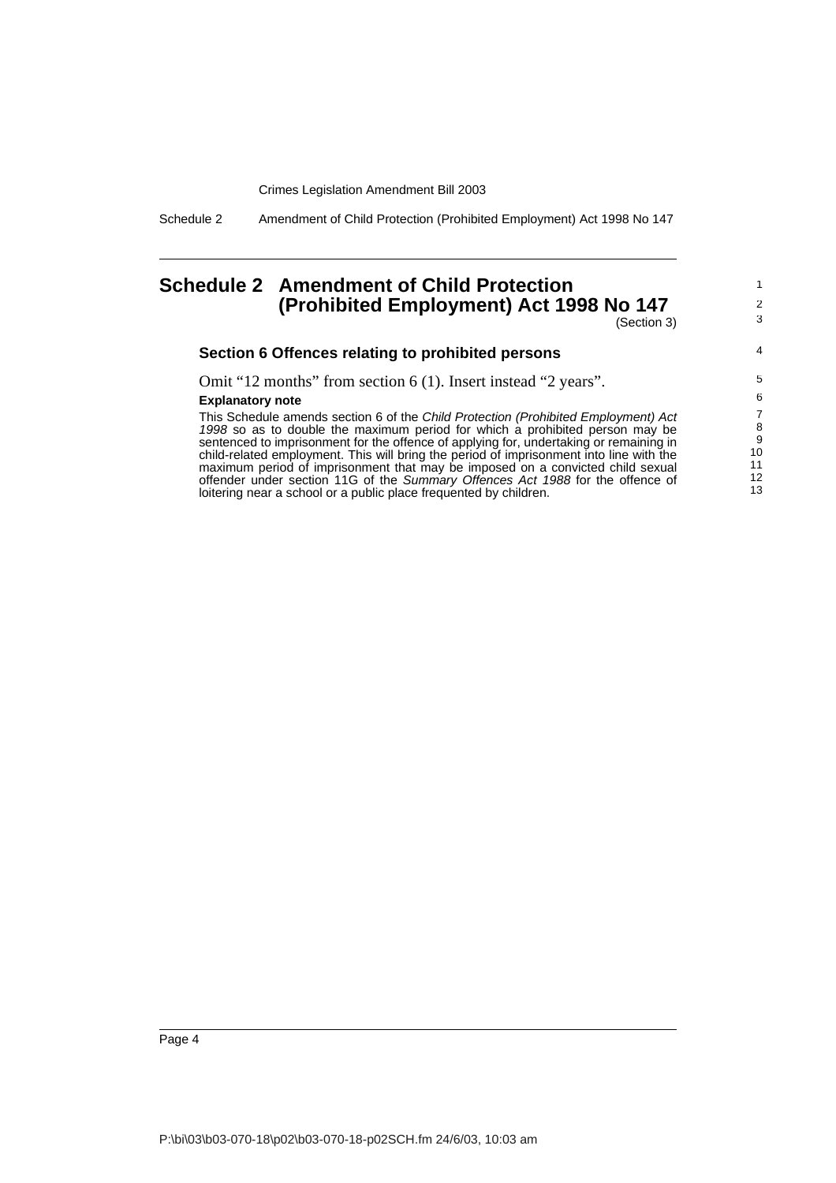## Schedule 2 Amendment of Child Protection (Prohibited Employment) Act 1998 No 147

(Section 3)

### Section 6 Offences relating to prohibited persons

Omit "12 months" from section 6 (1). Insert instead "2 years".

**Explanatory note**

This Schedule amends section 6 of the *Child Protection (Prohibited Employment) Act 1998* so as to double the maximum period for which a prohibited person may be sentenced to imprisonment for the offence of applying for, undertaking or remaining in child-related employment. This will bring the period of imprisonment into line with the maximum period of imprisonment that may be imposed on a convicted child sexual offender under section 11G of the *Summary Offences Act 1988* for the offence of loitering near a school or a public place frequented by children.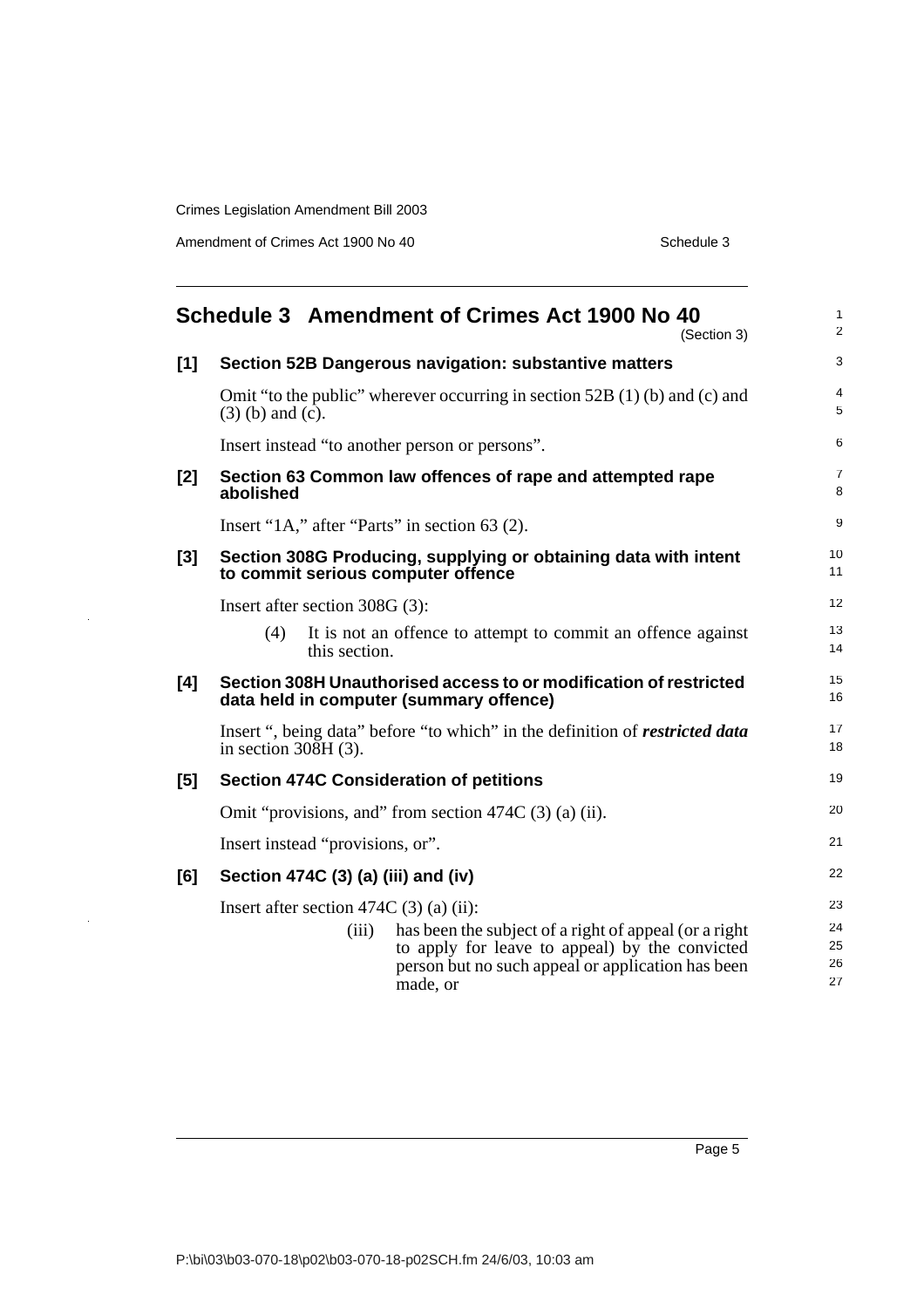# Schedule 3 Amendment of Crimes Act 1900 No 40

(Section 3)

## [1] Section 52B Dangerous navigation: substantive matters

Omit "to the public" wherever occurring in section 52B (1) (b) and (c) and (3) (b) and (c).

Insert instead "to another person or persons".

## [2] Section 63 Common law offences of rape and attempted rape abolished

Insert "1A," after "Parts" in section 63 (2).

## [3] Section 308G Producing, supplying or obtaining data with intent to commit serious computer offence

Insert after section 308G (3):

> (4) It is not an offence to attempt to commit an offence against this section.

## [4] Section 308H Unauthorised access to or modification of restricted data held in computer (summary offence)

Insert ", being data" before "to which" in the definition of ***restricted data*** in section 308H (3).

## [5] Section 474C Consideration of petitions

Omit "provisions, and" from section 474C (3) (a) (ii).

Insert instead "provisions, or".

## [6] Section 474C (3) (a) (iii) and (iv)

Insert after section 474C (3) (a) (ii):

> (iii) has been the subject of a right of appeal (or a right to apply for leave to appeal) by the convicted person but no such appeal or application has been made, or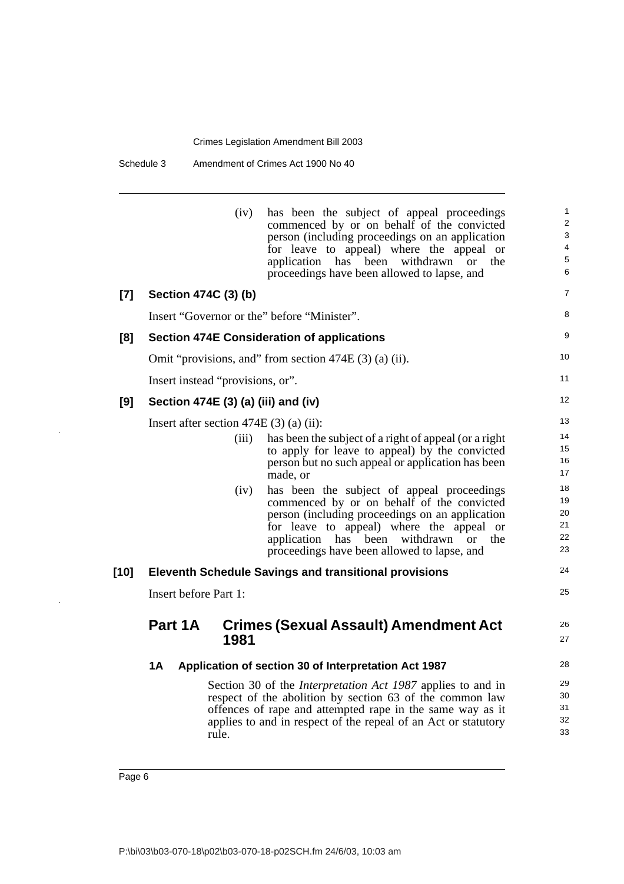(iv) has been the subject of appeal proceedings commenced by or on behalf of the convicted person (including proceedings on an application for leave to appeal) where the appeal or application has been withdrawn or the proceedings have been allowed to lapse, and

**[7] Section 474C (3) (b)**

Insert "Governor or the" before "Minister".

**[8] Section 474E Consideration of applications**

Omit "provisions, and" from section 474E (3) (a) (ii).

Insert instead "provisions, or".

**[9] Section 474E (3) (a) (iii) and (iv)**

Insert after section 474E (3) (a) (ii):

(iii) has been the subject of a right of appeal (or a right to apply for leave to appeal) by the convicted person but no such appeal or application has been made, or

(iv) has been the subject of appeal proceedings commenced by or on behalf of the convicted person (including proceedings on an application for leave to appeal) where the appeal or application has been withdrawn or the proceedings have been allowed to lapse, and

**[10] Eleventh Schedule Savings and transitional provisions**

Insert before Part 1:

## Part 1A Crimes (Sexual Assault) Amendment Act 1981

### 1A Application of section 30 of Interpretation Act 1987

Section 30 of the *Interpretation Act 1987* applies to and in respect of the abolition by section 63 of the common law offences of rape and attempted rape in the same way as it applies to and in respect of the repeal of an Act or statutory rule.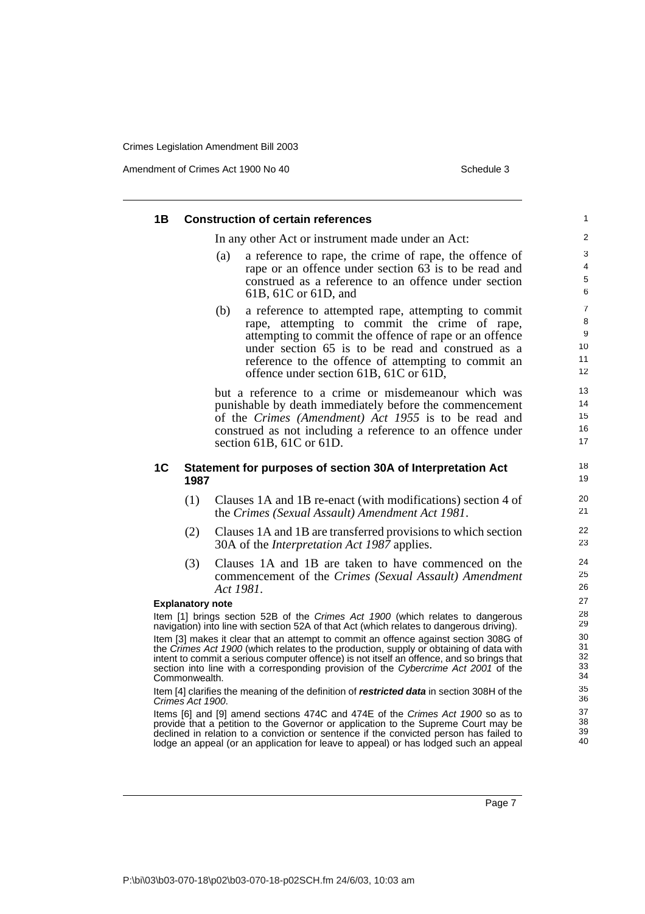### 1B Construction of certain references

In any other Act or instrument made under an Act:

(a) a reference to rape, the crime of rape, the offence of rape or an offence under section 63 is to be read and construed as a reference to an offence under section 61B, 61C or 61D, and

(b) a reference to attempted rape, attempting to commit rape, attempting to commit the crime of rape, attempting to commit the offence of rape or an offence under section 65 is to be read and construed as a reference to the offence of attempting to commit an offence under section 61B, 61C or 61D,

but a reference to a crime or misdemeanour which was punishable by death immediately before the commencement of the *Crimes (Amendment) Act 1955* is to be read and construed as not including a reference to an offence under section 61B, 61C or 61D.

### 1C Statement for purposes of section 30A of Interpretation Act 1987

(1) Clauses 1A and 1B re-enact (with modifications) section 4 of the *Crimes (Sexual Assault) Amendment Act 1981*.

(2) Clauses 1A and 1B are transferred provisions to which section 30A of the *Interpretation Act 1987* applies.

(3) Clauses 1A and 1B are taken to have commenced on the commencement of the *Crimes (Sexual Assault) Amendment Act 1981*.

**Explanatory note**

Item [1] brings section 52B of the *Crimes Act 1900* (which relates to dangerous navigation) into line with section 52A of that Act (which relates to dangerous driving).

Item [3] makes it clear that an attempt to commit an offence against section 308G of the *Crimes Act 1900* (which relates to the production, supply or obtaining of data with intent to commit a serious computer offence) is not itself an offence, and so brings that section into line with a corresponding provision of the *Cybercrime Act 2001* of the Commonwealth.

Item [4] clarifies the meaning of the definition of ***restricted data*** in section 308H of the *Crimes Act 1900*.

Items [6] and [9] amend sections 474C and 474E of the *Crimes Act 1900* so as to provide that a petition to the Governor or application to the Supreme Court may be declined in relation to a conviction or sentence if the convicted person has failed to lodge an appeal (or an application for leave to appeal) or has lodged such an appeal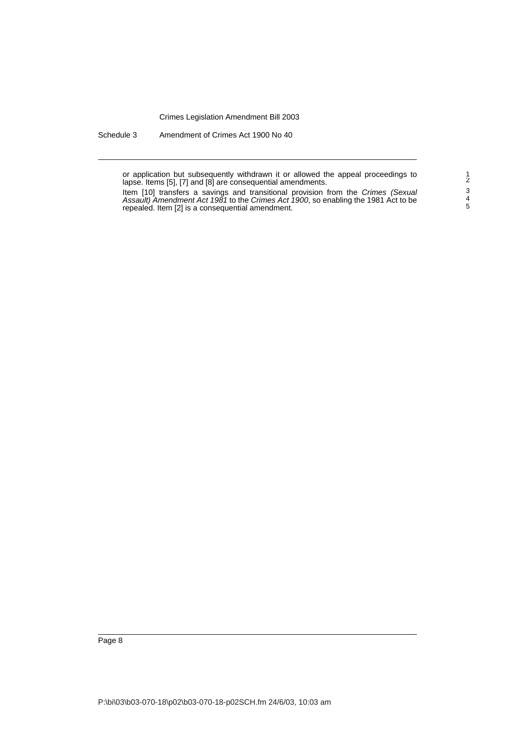or application but subsequently withdrawn it or allowed the appeal proceedings to lapse. Items [5], [7] and [8] are consequential amendments.

Item [10] transfers a savings and transitional provision from the *Crimes (Sexual Assault) Amendment Act 1981* to the *Crimes Act 1900*, so enabling the 1981 Act to be repealed. Item [2] is a consequential amendment.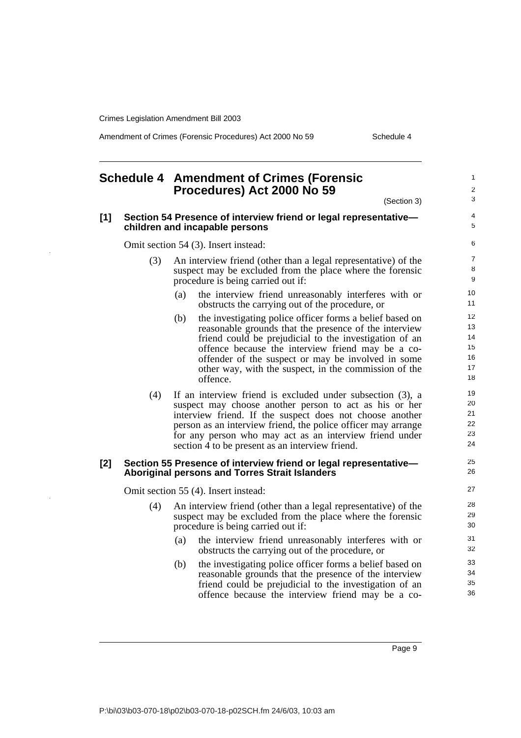# Schedule 4 Amendment of Crimes (Forensic Procedures) Act 2000 No 59

(Section 3)

## [1] Section 54 Presence of interview friend or legal representative—children and incapable persons

Omit section 54 (3). Insert instead:

(3) An interview friend (other than a legal representative) of the suspect may be excluded from the place where the forensic procedure is being carried out if:

- (a) the interview friend unreasonably interferes with or obstructs the carrying out of the procedure, or
- (b) the investigating police officer forms a belief based on reasonable grounds that the presence of the interview friend could be prejudicial to the investigation of an offence because the interview friend may be a co-offender of the suspect or may be involved in some other way, with the suspect, in the commission of the offence.

(4) If an interview friend is excluded under subsection (3), a suspect may choose another person to act as his or her interview friend. If the suspect does not choose another person as an interview friend, the police officer may arrange for any person who may act as an interview friend under section 4 to be present as an interview friend.

## [2] Section 55 Presence of interview friend or legal representative—Aboriginal persons and Torres Strait Islanders

Omit section 55 (4). Insert instead:

(4) An interview friend (other than a legal representative) of the suspect may be excluded from the place where the forensic procedure is being carried out if:

- (a) the interview friend unreasonably interferes with or obstructs the carrying out of the procedure, or
- (b) the investigating police officer forms a belief based on reasonable grounds that the presence of the interview friend could be prejudicial to the investigation of an offence because the interview friend may be a co-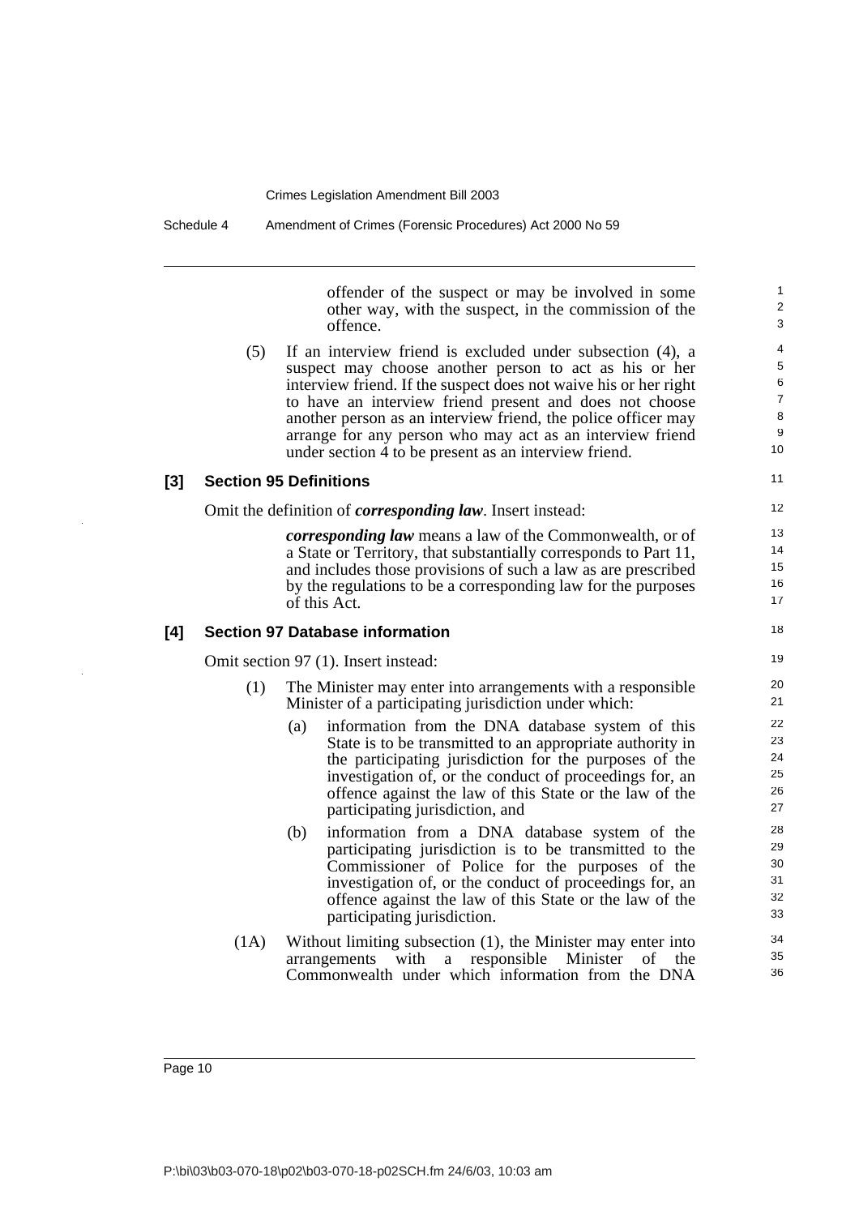offender of the suspect or may be involved in some other way, with the suspect, in the commission of the offence.

(5) If an interview friend is excluded under subsection (4), a suspect may choose another person to act as his or her interview friend. If the suspect does not waive his or her right to have an interview friend present and does not choose another person as an interview friend, the police officer may arrange for any person who may act as an interview friend under section 4 to be present as an interview friend.

### [3] Section 95 Definitions

Omit the definition of ***corresponding law***. Insert instead:

***corresponding law*** means a law of the Commonwealth, or of a State or Territory, that substantially corresponds to Part 11, and includes those provisions of such a law as are prescribed by the regulations to be a corresponding law for the purposes of this Act.

### [4] Section 97 Database information

Omit section 97 (1). Insert instead:

(1) The Minister may enter into arrangements with a responsible Minister of a participating jurisdiction under which:

(a) information from the DNA database system of this State is to be transmitted to an appropriate authority in the participating jurisdiction for the purposes of the investigation of, or the conduct of proceedings for, an offence against the law of this State or the law of the participating jurisdiction, and

(b) information from a DNA database system of the participating jurisdiction is to be transmitted to the Commissioner of Police for the purposes of the investigation of, or the conduct of proceedings for, an offence against the law of this State or the law of the participating jurisdiction.

(1A) Without limiting subsection (1), the Minister may enter into arrangements with a responsible Minister of the Commonwealth under which information from the DNA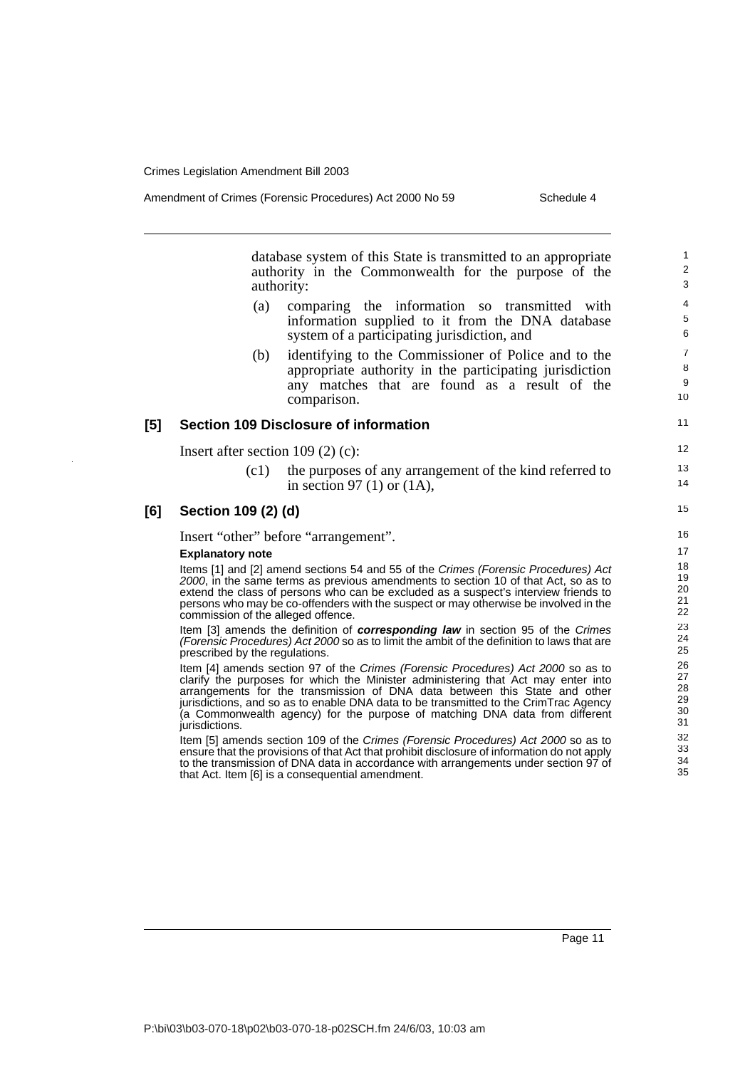database system of this State is transmitted to an appropriate authority in the Commonwealth for the purpose of the authority:

(a) comparing the information so transmitted with information supplied to it from the DNA database system of a participating jurisdiction, and

(b) identifying to the Commissioner of Police and to the appropriate authority in the participating jurisdiction any matches that are found as a result of the comparison.

### [5] Section 109 Disclosure of information

Insert after section 109 (2) (c):

(c1) the purposes of any arrangement of the kind referred to in section 97 (1) or (1A),

### [6] Section 109 (2) (d)

Insert "other" before "arrangement".

**Explanatory note**

Items [1] and [2] amend sections 54 and 55 of the *Crimes (Forensic Procedures) Act 2000*, in the same terms as previous amendments to section 10 of that Act, so as to extend the class of persons who can be excluded as a suspect's interview friends to persons who may be co-offenders with the suspect or may otherwise be involved in the commission of the alleged offence.

Item [3] amends the definition of ***corresponding law*** in section 95 of the *Crimes (Forensic Procedures) Act 2000* so as to limit the ambit of the definition to laws that are prescribed by the regulations.

Item [4] amends section 97 of the *Crimes (Forensic Procedures) Act 2000* so as to clarify the purposes for which the Minister administering that Act may enter into arrangements for the transmission of DNA data between this State and other jurisdictions, and so as to enable DNA data to be transmitted to the CrimTrac Agency (a Commonwealth agency) for the purpose of matching DNA data from different jurisdictions.

Item [5] amends section 109 of the *Crimes (Forensic Procedures) Act 2000* so as to ensure that the provisions of that Act that prohibit disclosure of information do not apply to the transmission of DNA data in accordance with arrangements under section 97 of that Act. Item [6] is a consequential amendment.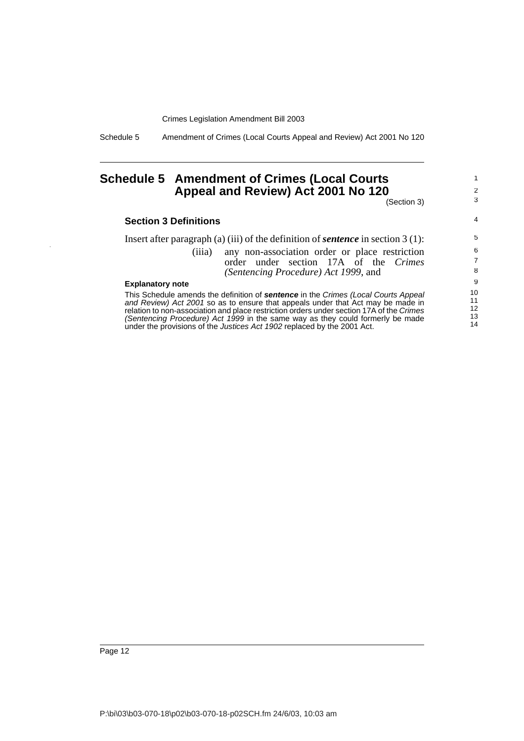# Schedule 5 Amendment of Crimes (Local Courts Appeal and Review) Act 2001 No 120

(Section 3)

### Section 3 Definitions

Insert after paragraph (a) (iii) of the definition of ***sentence*** in section 3 (1):

> (iiia) any non-association order or place restriction order under section 17A of the *Crimes (Sentencing Procedure) Act 1999*, and

**Explanatory note**

This Schedule amends the definition of ***sentence*** in the *Crimes (Local Courts Appeal and Review) Act 2001* so as to ensure that appeals under that Act may be made in relation to non-association and place restriction orders under section 17A of the *Crimes (Sentencing Procedure) Act 1999* in the same way as they could formerly be made under the provisions of the *Justices Act 1902* replaced by the 2001 Act.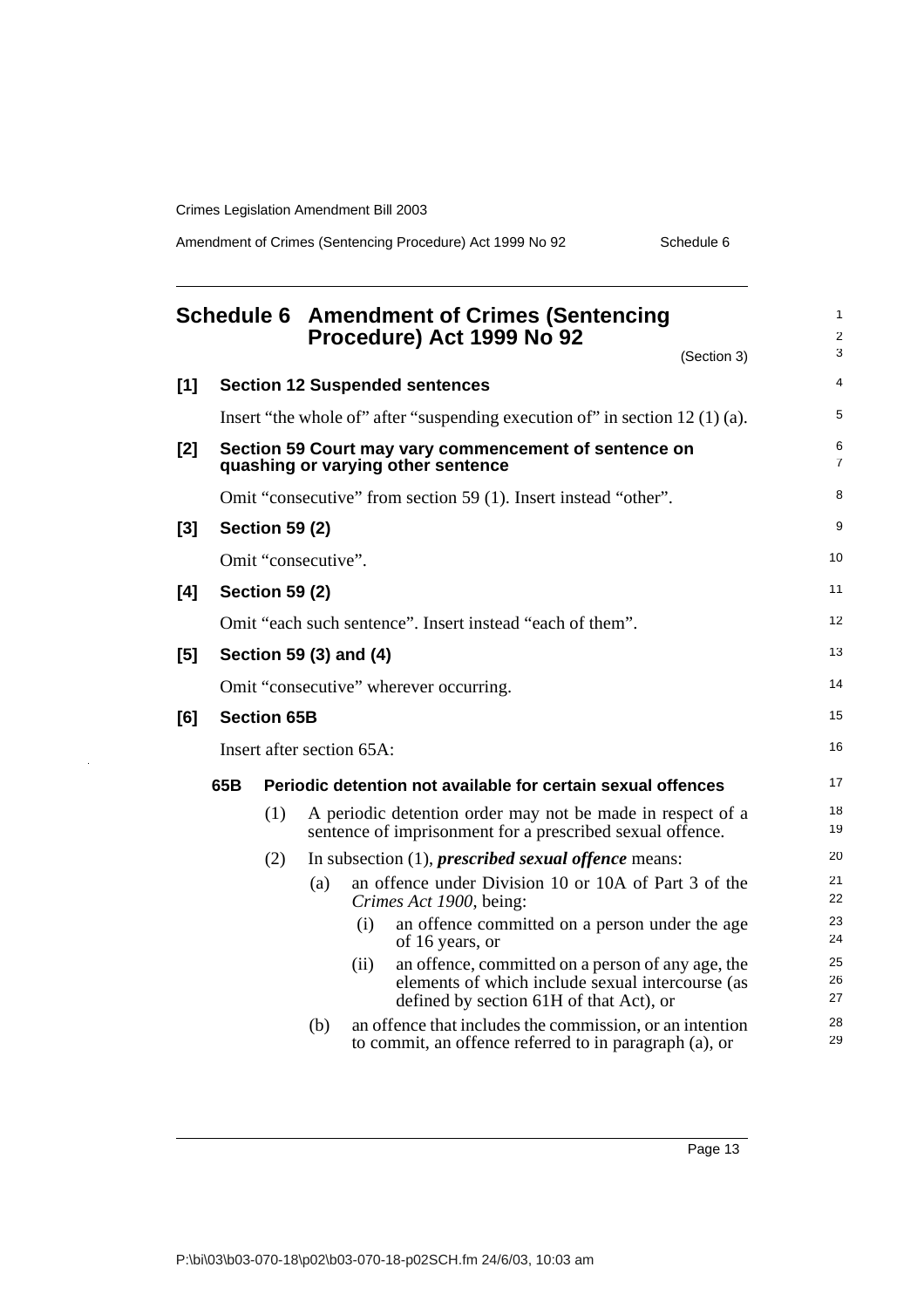## Schedule 6 Amendment of Crimes (Sentencing Procedure) Act 1999 No 92

(Section 3)

**[1] Section 12 Suspended sentences**

Insert "the whole of" after "suspending execution of" in section 12 (1) (a).

**[2] Section 59 Court may vary commencement of sentence on quashing or varying other sentence**

Omit "consecutive" from section 59 (1). Insert instead "other".

**[3] Section 59 (2)**

Omit "consecutive".

**[4] Section 59 (2)**

Omit "each such sentence". Insert instead "each of them".

**[5] Section 59 (3) and (4)**

Omit "consecutive" wherever occurring.

**[6] Section 65B**

Insert after section 65A:

**65B Periodic detention not available for certain sexual offences**

(1) A periodic detention order may not be made in respect of a sentence of imprisonment for a prescribed sexual offence.

(2) In subsection (1), ***prescribed sexual offence*** means:

(a) an offence under Division 10 or 10A of Part 3 of the *Crimes Act 1900*, being:

(i) an offence committed on a person under the age of 16 years, or

(ii) an offence, committed on a person of any age, the elements of which include sexual intercourse (as defined by section 61H of that Act), or

(b) an offence that includes the commission, or an intention to commit, an offence referred to in paragraph (a), or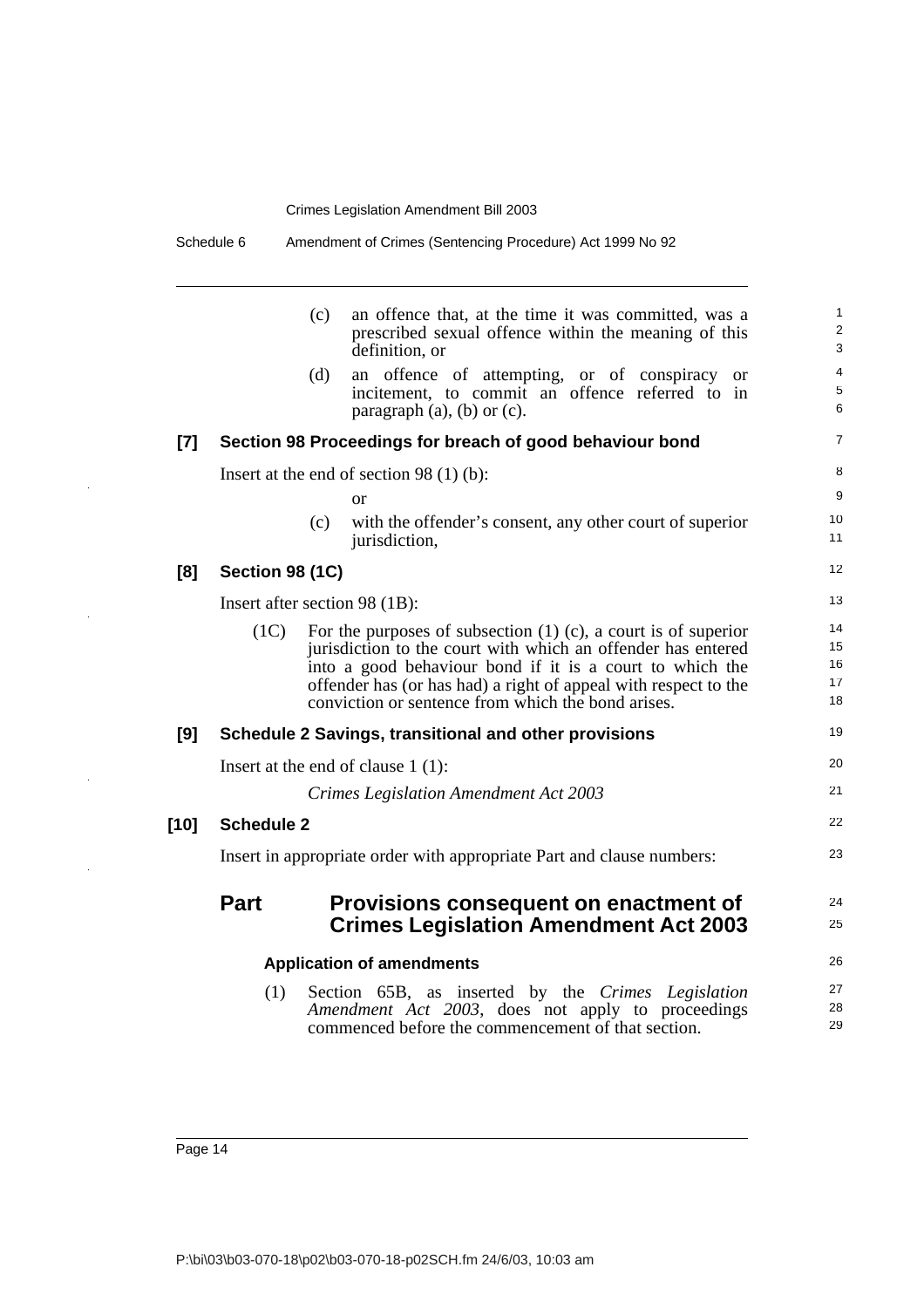(c) an offence that, at the time it was committed, was a prescribed sexual offence within the meaning of this definition, or

(d) an offence of attempting, or of conspiracy or incitement, to commit an offence referred to in paragraph (a), (b) or (c).

**[7] Section 98 Proceedings for breach of good behaviour bond**

Insert at the end of section 98 (1) (b):

or

(c) with the offender's consent, any other court of superior jurisdiction,

**[8] Section 98 (1C)**

Insert after section 98 (1B):

(1C) For the purposes of subsection (1) (c), a court is of superior jurisdiction to the court with which an offender has entered into a good behaviour bond if it is a court to which the offender has (or has had) a right of appeal with respect to the conviction or sentence from which the bond arises.

**[9] Schedule 2 Savings, transitional and other provisions**

Insert at the end of clause 1 (1):

*Crimes Legislation Amendment Act 2003*

**[10] Schedule 2**

Insert in appropriate order with appropriate Part and clause numbers:

## Part Provisions consequent on enactment of Crimes Legislation Amendment Act 2003

### Application of amendments

(1) Section 65B, as inserted by the *Crimes Legislation Amendment Act 2003*, does not apply to proceedings commenced before the commencement of that section.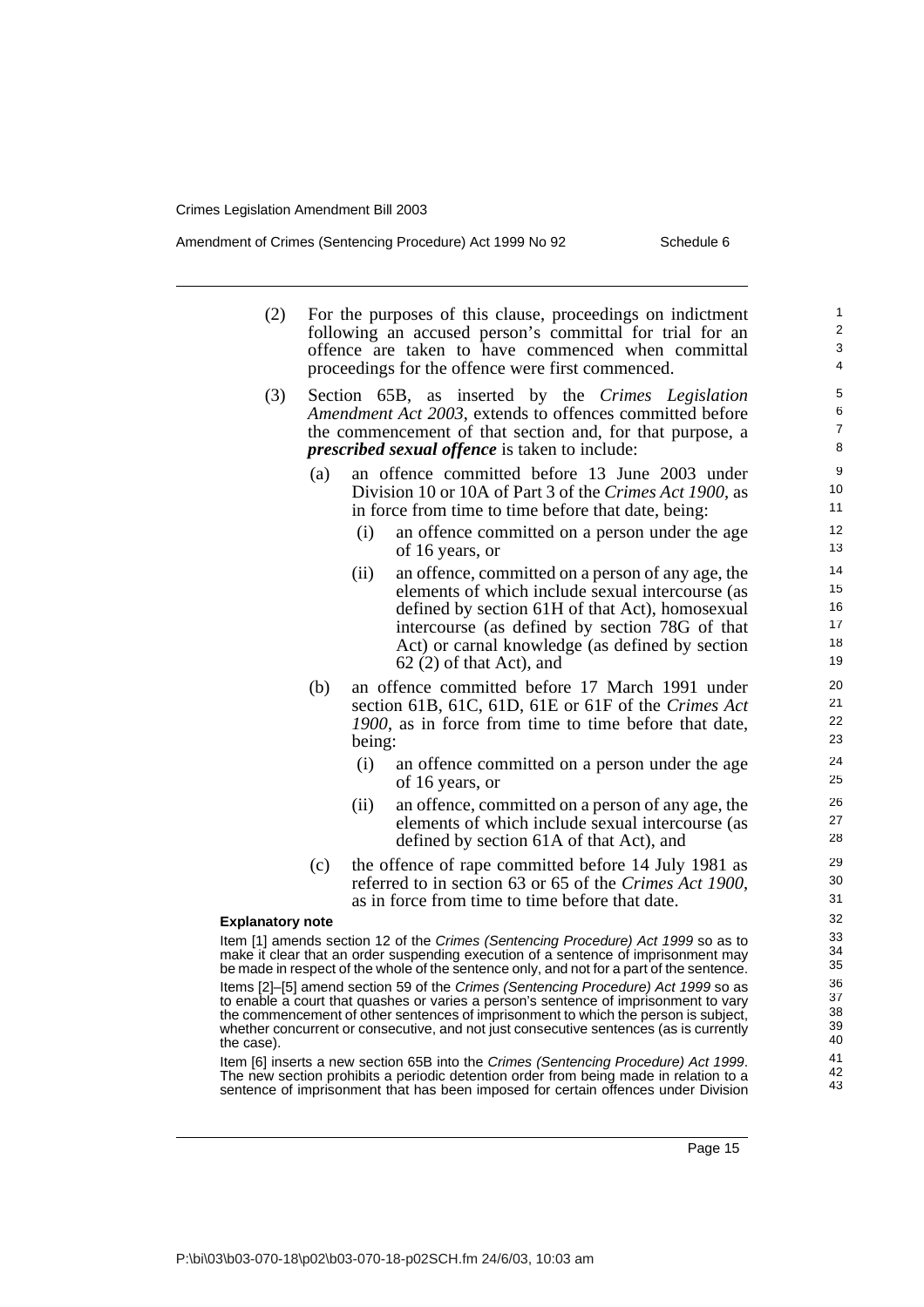(2) For the purposes of this clause, proceedings on indictment following an accused person's committal for trial for an offence are taken to have commenced when committal proceedings for the offence were first commenced.

(3) Section 65B, as inserted by the *Crimes Legislation Amendment Act 2003*, extends to offences committed before the commencement of that section and, for that purpose, a ***prescribed sexual offence*** is taken to include:

(a) an offence committed before 13 June 2003 under Division 10 or 10A of Part 3 of the *Crimes Act 1900*, as in force from time to time before that date, being:

(i) an offence committed on a person under the age of 16 years, or

(ii) an offence, committed on a person of any age, the elements of which include sexual intercourse (as defined by section 61H of that Act), homosexual intercourse (as defined by section 78G of that Act) or carnal knowledge (as defined by section 62 (2) of that Act), and

(b) an offence committed before 17 March 1991 under section 61B, 61C, 61D, 61E or 61F of the *Crimes Act 1900*, as in force from time to time before that date, being:

(i) an offence committed on a person under the age of 16 years, or

(ii) an offence, committed on a person of any age, the elements of which include sexual intercourse (as defined by section 61A of that Act), and

(c) the offence of rape committed before 14 July 1981 as referred to in section 63 or 65 of the *Crimes Act 1900*, as in force from time to time before that date.

**Explanatory note**

Item [1] amends section 12 of the *Crimes (Sentencing Procedure) Act 1999* so as to make it clear that an order suspending execution of a sentence of imprisonment may be made in respect of the whole of the sentence only, and not for a part of the sentence.

Items [2]–[5] amend section 59 of the *Crimes (Sentencing Procedure) Act 1999* so as to enable a court that quashes or varies a person's sentence of imprisonment to vary the commencement of other sentences of imprisonment to which the person is subject, whether concurrent or consecutive, and not just consecutive sentences (as is currently the case).

Item [6] inserts a new section 65B into the *Crimes (Sentencing Procedure) Act 1999*. The new section prohibits a periodic detention order from being made in relation to a sentence of imprisonment that has been imposed for certain offences under Division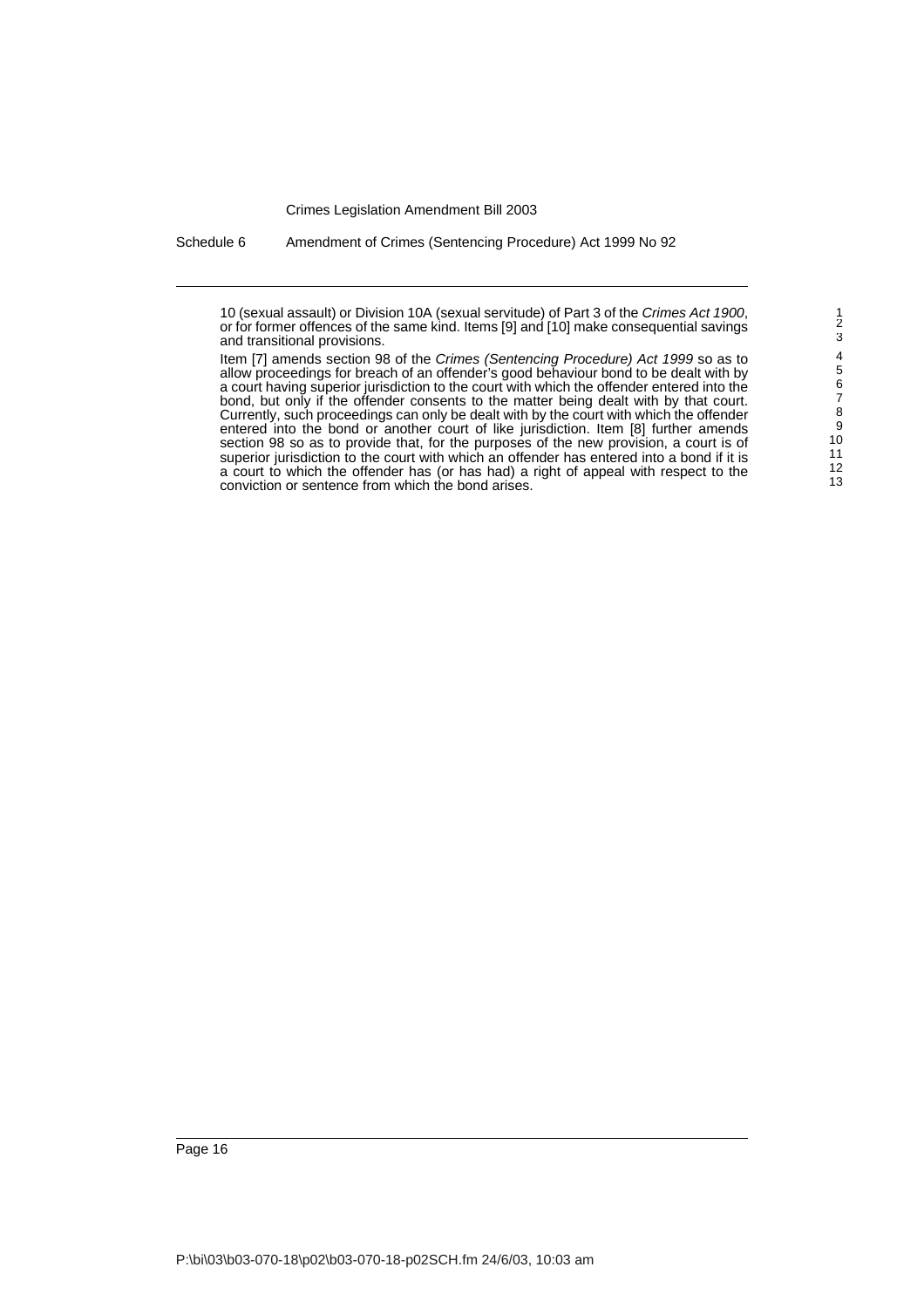10 (sexual assault) or Division 10A (sexual servitude) of Part 3 of the *Crimes Act 1900*, or for former offences of the same kind. Items [9] and [10] make consequential savings and transitional provisions.

Item [7] amends section 98 of the *Crimes (Sentencing Procedure) Act 1999* so as to allow proceedings for breach of an offender's good behaviour bond to be dealt with by a court having superior jurisdiction to the court with which the offender entered into the bond, but only if the offender consents to the matter being dealt with by that court. Currently, such proceedings can only be dealt with by the court with which the offender entered into the bond or another court of like jurisdiction. Item [8] further amends section 98 so as to provide that, for the purposes of the new provision, a court is of superior jurisdiction to the court with which an offender has entered into a bond if it is a court to which the offender has (or has had) a right of appeal with respect to the conviction or sentence from which the bond arises.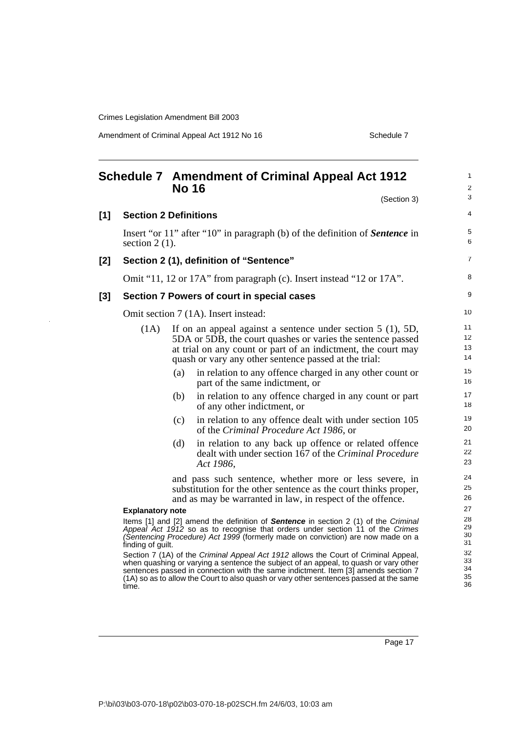# Schedule 7 Amendment of Criminal Appeal Act 1912 No 16

(Section 3)

**[1] Section 2 Definitions**

Insert "or 11" after "10" in paragraph (b) of the definition of ***Sentence*** in section 2 (1).

**[2] Section 2 (1), definition of "Sentence"**

Omit "11, 12 or 17A" from paragraph (c). Insert instead "12 or 17A".

**[3] Section 7 Powers of court in special cases**

Omit section 7 (1A). Insert instead:

(1A) If on an appeal against a sentence under section 5 (1), 5D, 5DA or 5DB, the court quashes or varies the sentence passed at trial on any count or part of an indictment, the court may quash or vary any other sentence passed at the trial:

(a) in relation to any offence charged in any other count or part of the same indictment, or

(b) in relation to any offence charged in any count or part of any other indictment, or

(c) in relation to any offence dealt with under section 105 of the *Criminal Procedure Act 1986*, or

(d) in relation to any back up offence or related offence dealt with under section 167 of the *Criminal Procedure Act 1986*,

and pass such sentence, whether more or less severe, in substitution for the other sentence as the court thinks proper, and as may be warranted in law, in respect of the offence.

**Explanatory note**

Items [1] and [2] amend the definition of ***Sentence*** in section 2 (1) of the *Criminal Appeal Act 1912* so as to recognise that orders under section 11 of the *Crimes (Sentencing Procedure) Act 1999* (formerly made on conviction) are now made on a finding of guilt.

Section 7 (1A) of the *Criminal Appeal Act 1912* allows the Court of Criminal Appeal, when quashing or varying a sentence the subject of an appeal, to quash or vary other sentences passed in connection with the same indictment. Item [3] amends section 7 (1A) so as to allow the Court to also quash or vary other sentences passed at the same time.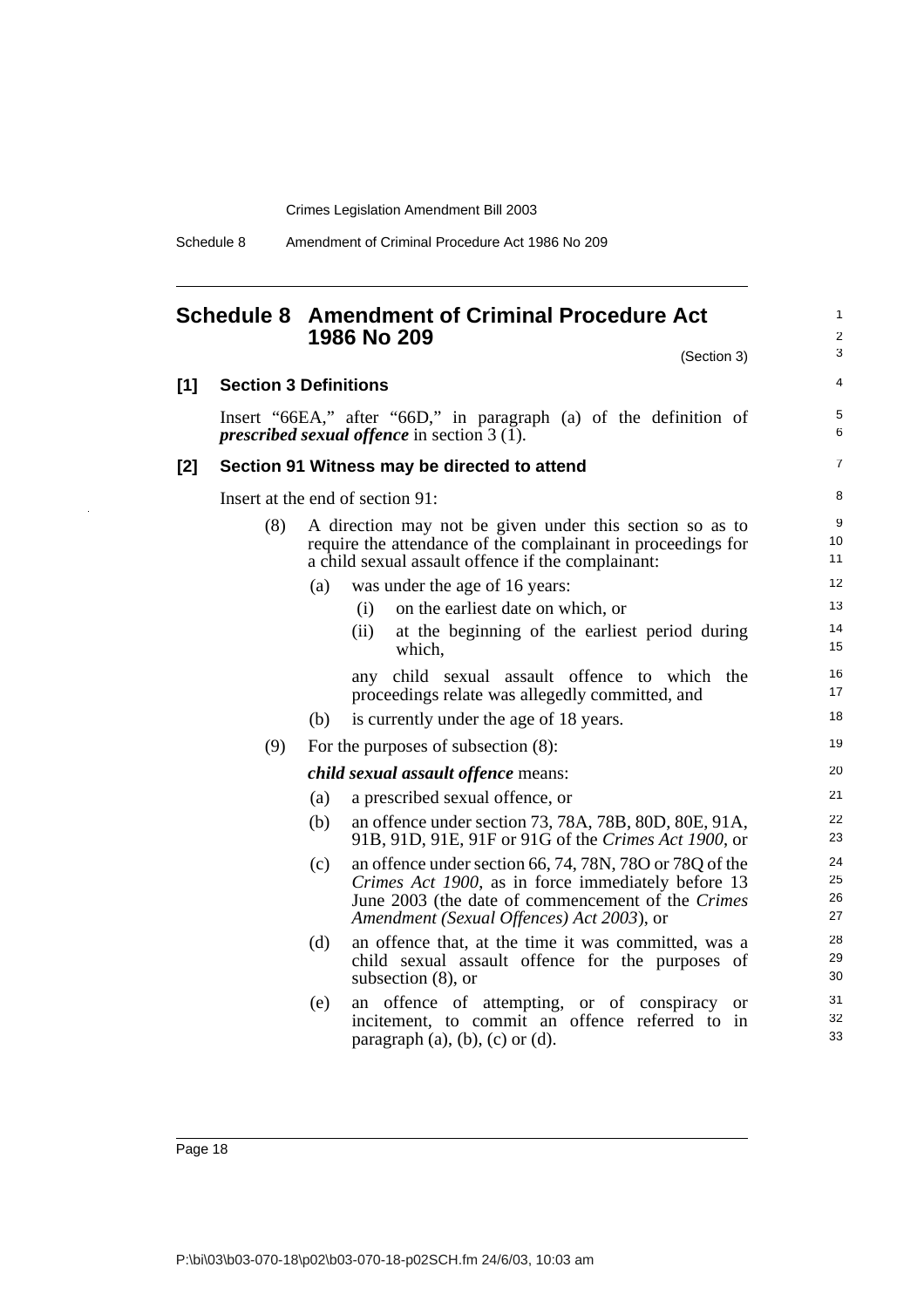# Schedule 8 Amendment of Criminal Procedure Act 1986 No 209

(Section 3)

## [1] Section 3 Definitions

Insert "66EA," after "66D," in paragraph (a) of the definition of ***prescribed sexual offence*** in section 3 (1).

## [2] Section 91 Witness may be directed to attend

Insert at the end of section 91:

(8) A direction may not be given under this section so as to require the attendance of the complainant in proceedings for a child sexual assault offence if the complainant:

- (a) was under the age of 16 years:
  - (i) on the earliest date on which, or
  - (ii) at the beginning of the earliest period during which,

  any child sexual assault offence to which the proceedings relate was allegedly committed, and
- (b) is currently under the age of 18 years.

(9) For the purposes of subsection (8):

***child sexual assault offence*** means:

- (a) a prescribed sexual offence, or
- (b) an offence under section 73, 78A, 78B, 80D, 80E, 91A, 91B, 91D, 91E, 91F or 91G of the *Crimes Act 1900*, or
- (c) an offence under section 66, 74, 78N, 78O or 78Q of the *Crimes Act 1900*, as in force immediately before 13 June 2003 (the date of commencement of the *Crimes Amendment (Sexual Offences) Act 2003*), or
- (d) an offence that, at the time it was committed, was a child sexual assault offence for the purposes of subsection (8), or
- (e) an offence of attempting, or of conspiracy or incitement, to commit an offence referred to in paragraph (a), (b), (c) or (d).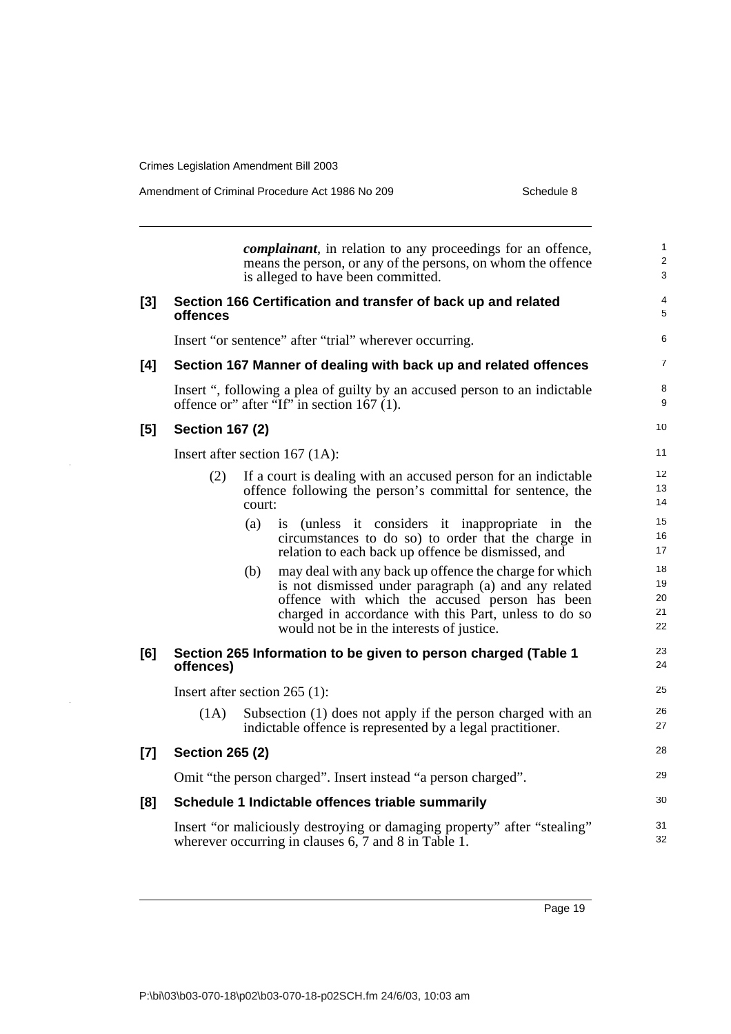***complainant***, in relation to any proceedings for an offence, means the person, or any of the persons, on whom the offence is alleged to have been committed.

**[3] Section 166 Certification and transfer of back up and related offences**

Insert "or sentence" after "trial" wherever occurring.

**[4] Section 167 Manner of dealing with back up and related offences**

Insert ", following a plea of guilty by an accused person to an indictable offence or" after "If" in section 167 (1).

**[5] Section 167 (2)**

Insert after section 167 (1A):

(2) If a court is dealing with an accused person for an indictable offence following the person's committal for sentence, the court:

(a) is (unless it considers it inappropriate in the circumstances to do so) to order that the charge in relation to each back up offence be dismissed, and

(b) may deal with any back up offence the charge for which is not dismissed under paragraph (a) and any related offence with which the accused person has been charged in accordance with this Part, unless to do so would not be in the interests of justice.

**[6] Section 265 Information to be given to person charged (Table 1 offences)**

Insert after section 265 (1):

(1A) Subsection (1) does not apply if the person charged with an indictable offence is represented by a legal practitioner.

**[7] Section 265 (2)**

Omit "the person charged". Insert instead "a person charged".

**[8] Schedule 1 Indictable offences triable summarily**

Insert "or maliciously destroying or damaging property" after "stealing" wherever occurring in clauses 6, 7 and 8 in Table 1.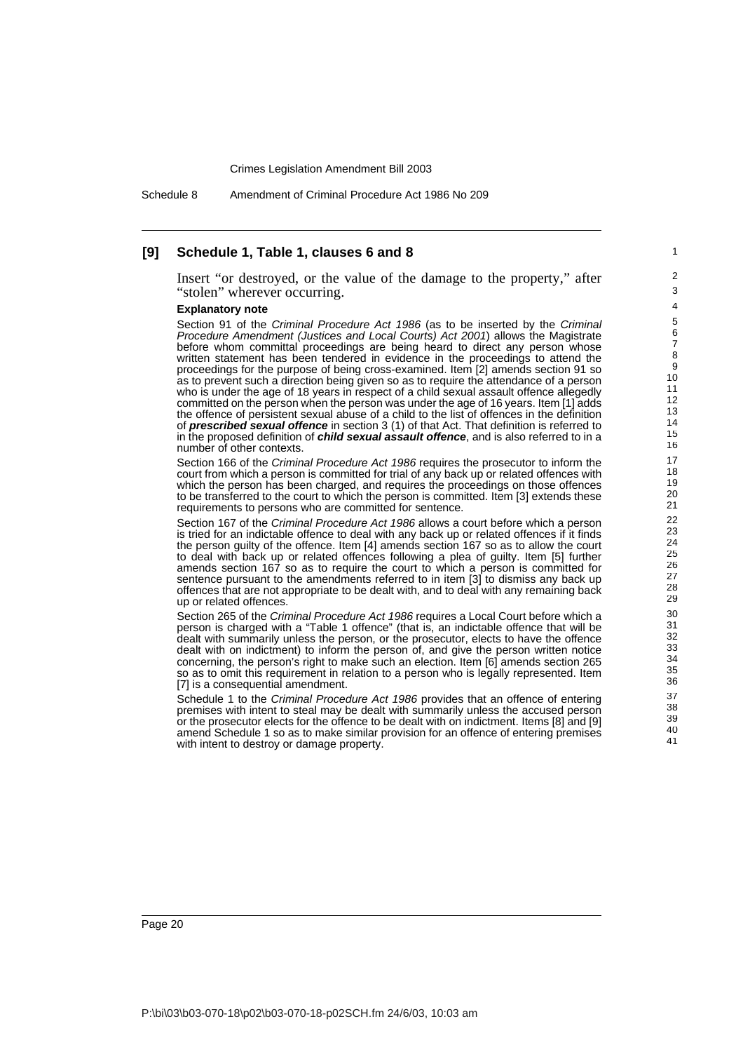### [9] Schedule 1, Table 1, clauses 6 and 8

Insert "or destroyed, or the value of the damage to the property," after "stolen" wherever occurring.

**Explanatory note**

Section 91 of the *Criminal Procedure Act 1986* (as to be inserted by the *Criminal Procedure Amendment (Justices and Local Courts) Act 2001*) allows the Magistrate before whom committal proceedings are being heard to direct any person whose written statement has been tendered in evidence in the proceedings to attend the proceedings for the purpose of being cross-examined. Item [2] amends section 91 so as to prevent such a direction being given so as to require the attendance of a person who is under the age of 18 years in respect of a child sexual assault offence allegedly committed on the person when the person was under the age of 16 years. Item [1] adds the offence of persistent sexual abuse of a child to the list of offences in the definition of ***prescribed sexual offence*** in section 3 (1) of that Act. That definition is referred to in the proposed definition of ***child sexual assault offence***, and is also referred to in a number of other contexts.

Section 166 of the *Criminal Procedure Act 1986* requires the prosecutor to inform the court from which a person is committed for trial of any back up or related offences with which the person has been charged, and requires the proceedings on those offences to be transferred to the court to which the person is committed. Item [3] extends these requirements to persons who are committed for sentence.

Section 167 of the *Criminal Procedure Act 1986* allows a court before which a person is tried for an indictable offence to deal with any back up or related offences if it finds the person guilty of the offence. Item [4] amends section 167 so as to allow the court to deal with back up or related offences following a plea of guilty. Item [5] further amends section 167 so as to require the court to which a person is committed for sentence pursuant to the amendments referred to in item [3] to dismiss any back up offences that are not appropriate to be dealt with, and to deal with any remaining back up or related offences.

Section 265 of the *Criminal Procedure Act 1986* requires a Local Court before which a person is charged with a "Table 1 offence" (that is, an indictable offence that will be dealt with summarily unless the person, or the prosecutor, elects to have the offence dealt with on indictment) to inform the person of, and give the person written notice concerning, the person's right to make such an election. Item [6] amends section 265 so as to omit this requirement in relation to a person who is legally represented. Item [7] is a consequential amendment.

Schedule 1 to the *Criminal Procedure Act 1986* provides that an offence of entering premises with intent to steal may be dealt with summarily unless the accused person or the prosecutor elects for the offence to be dealt with on indictment. Items [8] and [9] amend Schedule 1 so as to make similar provision for an offence of entering premises with intent to destroy or damage property.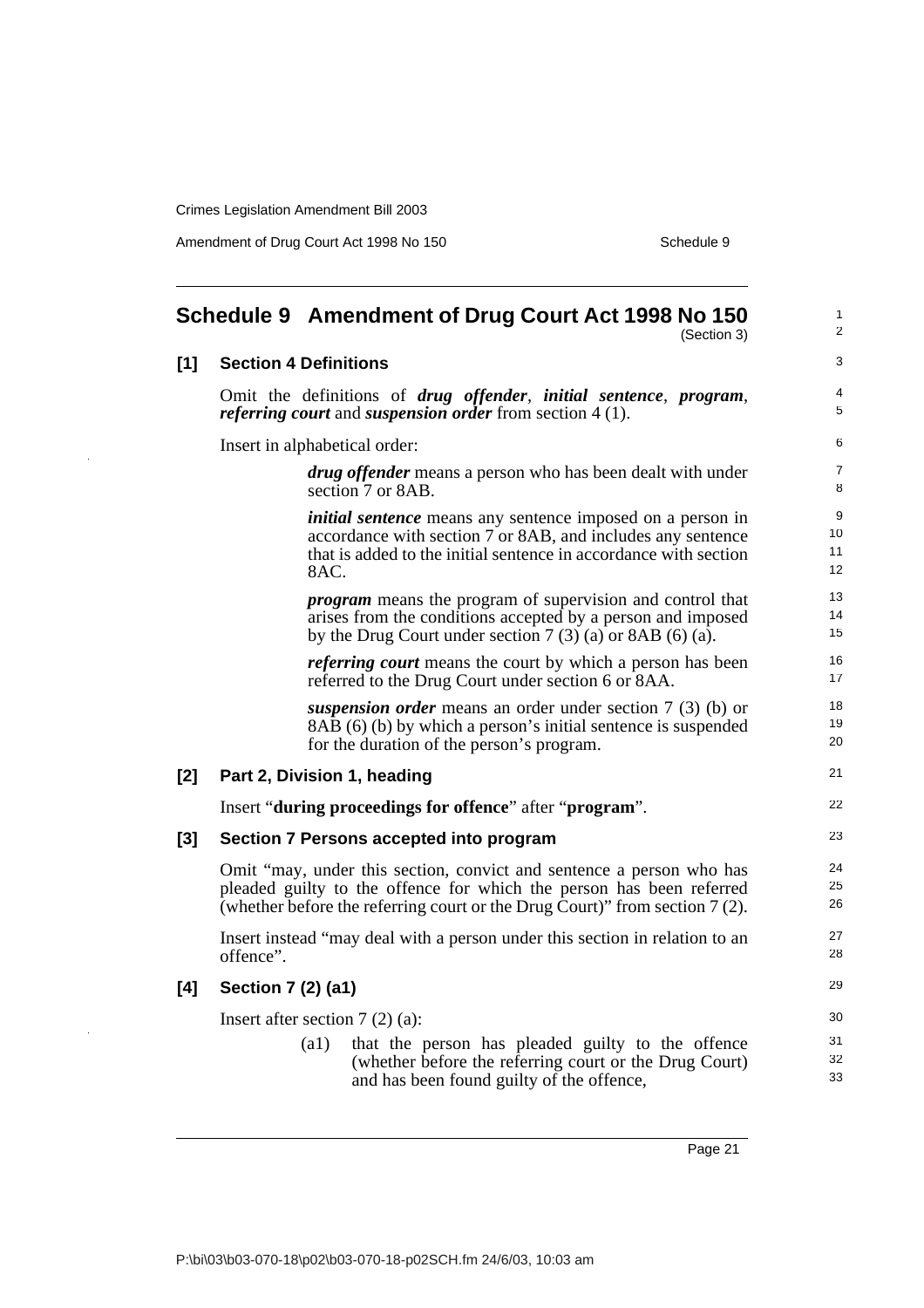## Schedule 9 Amendment of Drug Court Act 1998 No 150

(Section 3)

### [1] Section 4 Definitions

Omit the definitions of ***drug offender***, ***initial sentence***, ***program***, ***referring court*** and ***suspension order*** from section 4 (1).

Insert in alphabetical order:

> ***drug offender*** means a person who has been dealt with under section 7 or 8AB.
>
> ***initial sentence*** means any sentence imposed on a person in accordance with section 7 or 8AB, and includes any sentence that is added to the initial sentence in accordance with section 8AC.
>
> ***program*** means the program of supervision and control that arises from the conditions accepted by a person and imposed by the Drug Court under section 7 (3) (a) or 8AB (6) (a).
>
> ***referring court*** means the court by which a person has been referred to the Drug Court under section 6 or 8AA.
>
> ***suspension order*** means an order under section 7 (3) (b) or 8AB (6) (b) by which a person's initial sentence is suspended for the duration of the person's program.

### [2] Part 2, Division 1, heading

Insert "**during proceedings for offence**" after "**program**".

### [3] Section 7 Persons accepted into program

Omit "may, under this section, convict and sentence a person who has pleaded guilty to the offence for which the person has been referred (whether before the referring court or the Drug Court)" from section 7 (2).

Insert instead "may deal with a person under this section in relation to an offence".

### [4] Section 7 (2) (a1)

Insert after section 7 (2) (a):

> (a1) that the person has pleaded guilty to the offence (whether before the referring court or the Drug Court) and has been found guilty of the offence,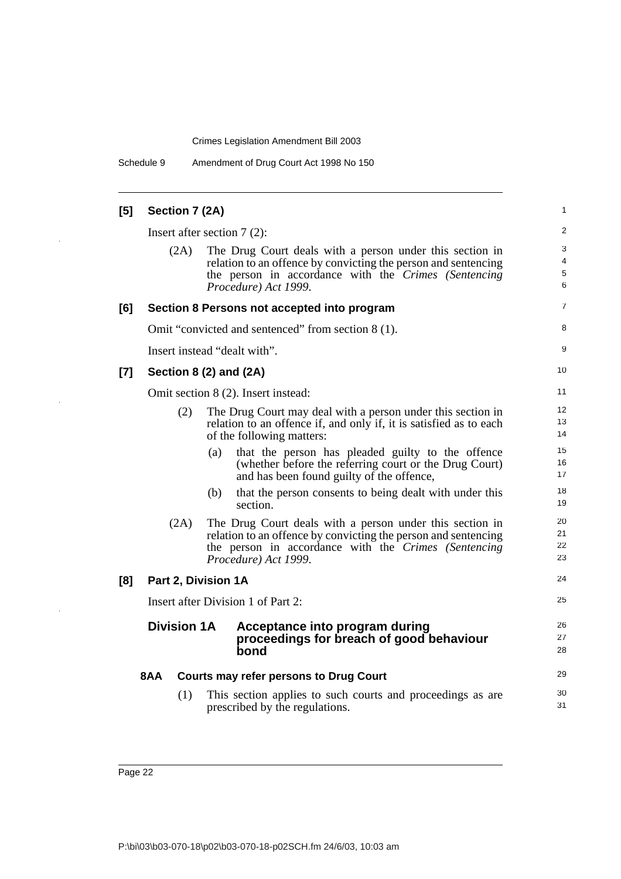**[5] Section 7 (2A)**

Insert after section 7 (2):

(2A) The Drug Court deals with a person under this section in relation to an offence by convicting the person and sentencing the person in accordance with the *Crimes (Sentencing Procedure) Act 1999*.

**[6] Section 8 Persons not accepted into program**

Omit "convicted and sentenced" from section 8 (1).

Insert instead "dealt with".

**[7] Section 8 (2) and (2A)**

Omit section 8 (2). Insert instead:

(2) The Drug Court may deal with a person under this section in relation to an offence if, and only if, it is satisfied as to each of the following matters:

(a) that the person has pleaded guilty to the offence (whether before the referring court or the Drug Court) and has been found guilty of the offence,

(b) that the person consents to being dealt with under this section.

(2A) The Drug Court deals with a person under this section in relation to an offence by convicting the person and sentencing the person in accordance with the *Crimes (Sentencing Procedure) Act 1999*.

**[8] Part 2, Division 1A**

Insert after Division 1 of Part 2:

## Division 1A Acceptance into program during proceedings for breach of good behaviour bond

### 8AA Courts may refer persons to Drug Court

(1) This section applies to such courts and proceedings as are prescribed by the regulations.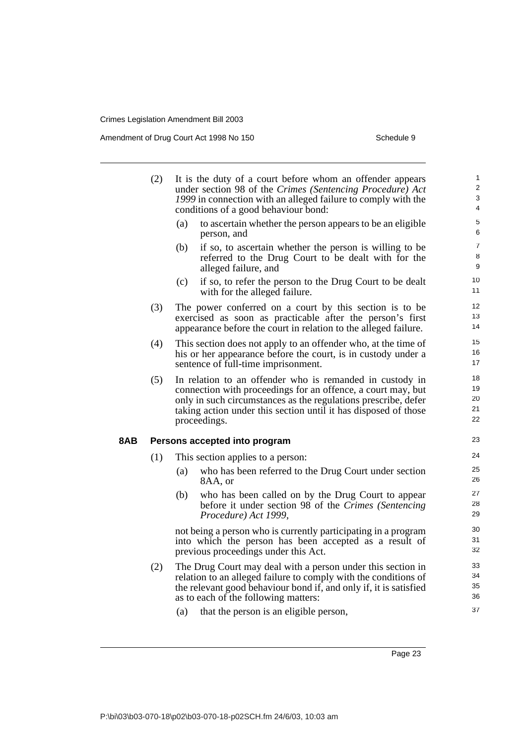(2) It is the duty of a court before whom an offender appears under section 98 of the *Crimes (Sentencing Procedure) Act 1999* in connection with an alleged failure to comply with the conditions of a good behaviour bond:

(a) to ascertain whether the person appears to be an eligible person, and

(b) if so, to ascertain whether the person is willing to be referred to the Drug Court to be dealt with for the alleged failure, and

(c) if so, to refer the person to the Drug Court to be dealt with for the alleged failure.

(3) The power conferred on a court by this section is to be exercised as soon as practicable after the person's first appearance before the court in relation to the alleged failure.

(4) This section does not apply to an offender who, at the time of his or her appearance before the court, is in custody under a sentence of full-time imprisonment.

(5) In relation to an offender who is remanded in custody in connection with proceedings for an offence, a court may, but only in such circumstances as the regulations prescribe, defer taking action under this section until it has disposed of those proceedings.

### 8AB Persons accepted into program

(1) This section applies to a person:

(a) who has been referred to the Drug Court under section 8AA, or

(b) who has been called on by the Drug Court to appear before it under section 98 of the *Crimes (Sentencing Procedure) Act 1999*,

not being a person who is currently participating in a program into which the person has been accepted as a result of previous proceedings under this Act.

(2) The Drug Court may deal with a person under this section in relation to an alleged failure to comply with the conditions of the relevant good behaviour bond if, and only if, it is satisfied as to each of the following matters:

(a) that the person is an eligible person,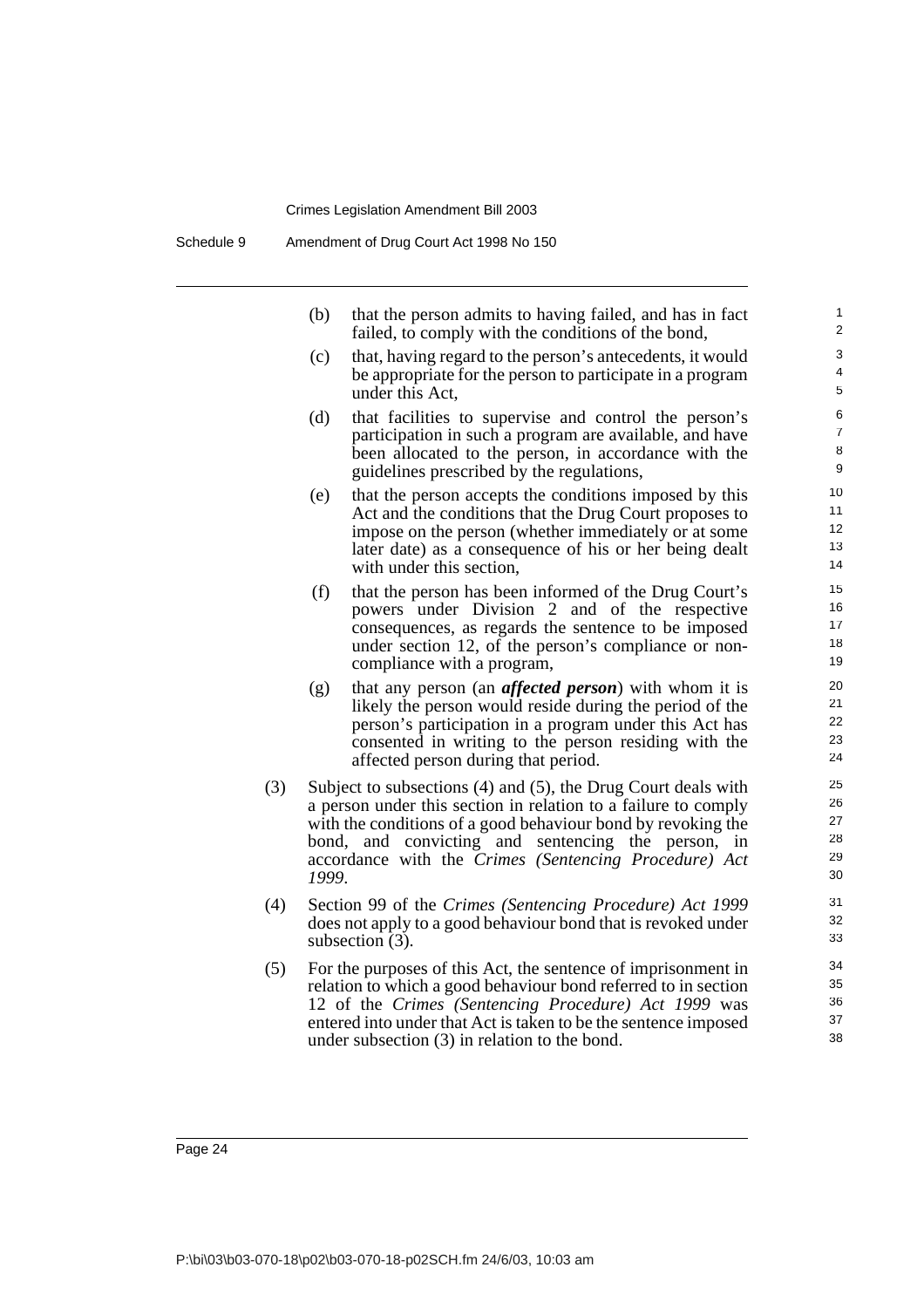(b) that the person admits to having failed, and has in fact failed, to comply with the conditions of the bond,

(c) that, having regard to the person's antecedents, it would be appropriate for the person to participate in a program under this Act,

(d) that facilities to supervise and control the person's participation in such a program are available, and have been allocated to the person, in accordance with the guidelines prescribed by the regulations,

(e) that the person accepts the conditions imposed by this Act and the conditions that the Drug Court proposes to impose on the person (whether immediately or at some later date) as a consequence of his or her being dealt with under this section,

(f) that the person has been informed of the Drug Court's powers under Division 2 and of the respective consequences, as regards the sentence to be imposed under section 12, of the person's compliance or non-compliance with a program,

(g) that any person (an ***affected person***) with whom it is likely the person would reside during the period of the person's participation in a program under this Act has consented in writing to the person residing with the affected person during that period.

(3) Subject to subsections (4) and (5), the Drug Court deals with a person under this section in relation to a failure to comply with the conditions of a good behaviour bond by revoking the bond, and convicting and sentencing the person, in accordance with the *Crimes (Sentencing Procedure) Act 1999*.

(4) Section 99 of the *Crimes (Sentencing Procedure) Act 1999* does not apply to a good behaviour bond that is revoked under subsection (3).

(5) For the purposes of this Act, the sentence of imprisonment in relation to which a good behaviour bond referred to in section 12 of the *Crimes (Sentencing Procedure) Act 1999* was entered into under that Act is taken to be the sentence imposed under subsection (3) in relation to the bond.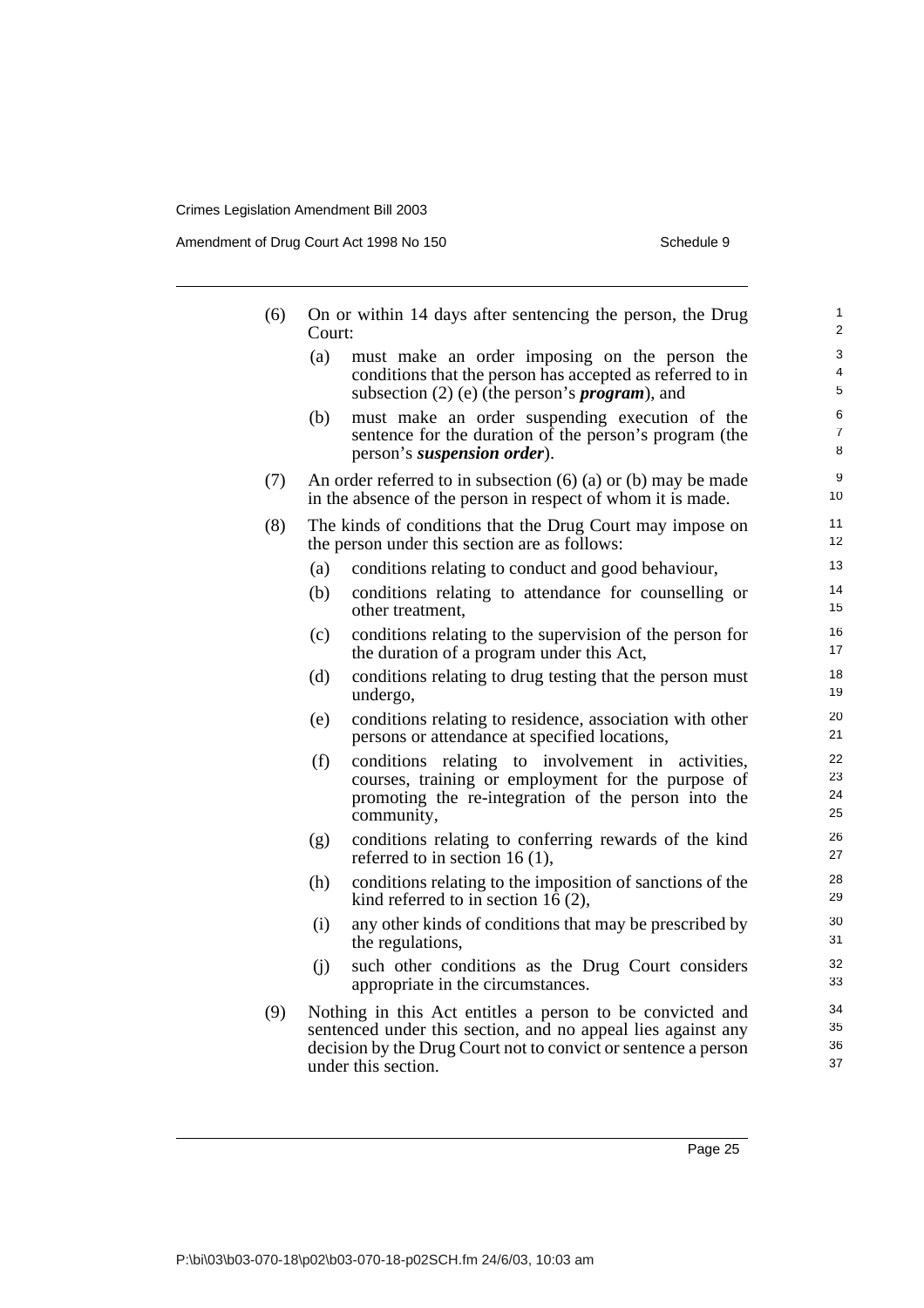(6) On or within 14 days after sentencing the person, the Drug Court:

  (a) must make an order imposing on the person the conditions that the person has accepted as referred to in subsection (2) (e) (the person's ***program***), and

  (b) must make an order suspending execution of the sentence for the duration of the person's program (the person's ***suspension order***).

(7) An order referred to in subsection (6) (a) or (b) may be made in the absence of the person in respect of whom it is made.

(8) The kinds of conditions that the Drug Court may impose on the person under this section are as follows:

  (a) conditions relating to conduct and good behaviour,

  (b) conditions relating to attendance for counselling or other treatment,

  (c) conditions relating to the supervision of the person for the duration of a program under this Act,

  (d) conditions relating to drug testing that the person must undergo,

  (e) conditions relating to residence, association with other persons or attendance at specified locations,

  (f) conditions relating to involvement in activities, courses, training or employment for the purpose of promoting the re-integration of the person into the community,

  (g) conditions relating to conferring rewards of the kind referred to in section 16 (1),

  (h) conditions relating to the imposition of sanctions of the kind referred to in section 16 (2),

  (i) any other kinds of conditions that may be prescribed by the regulations,

  (j) such other conditions as the Drug Court considers appropriate in the circumstances.

(9) Nothing in this Act entitles a person to be convicted and sentenced under this section, and no appeal lies against any decision by the Drug Court not to convict or sentence a person under this section.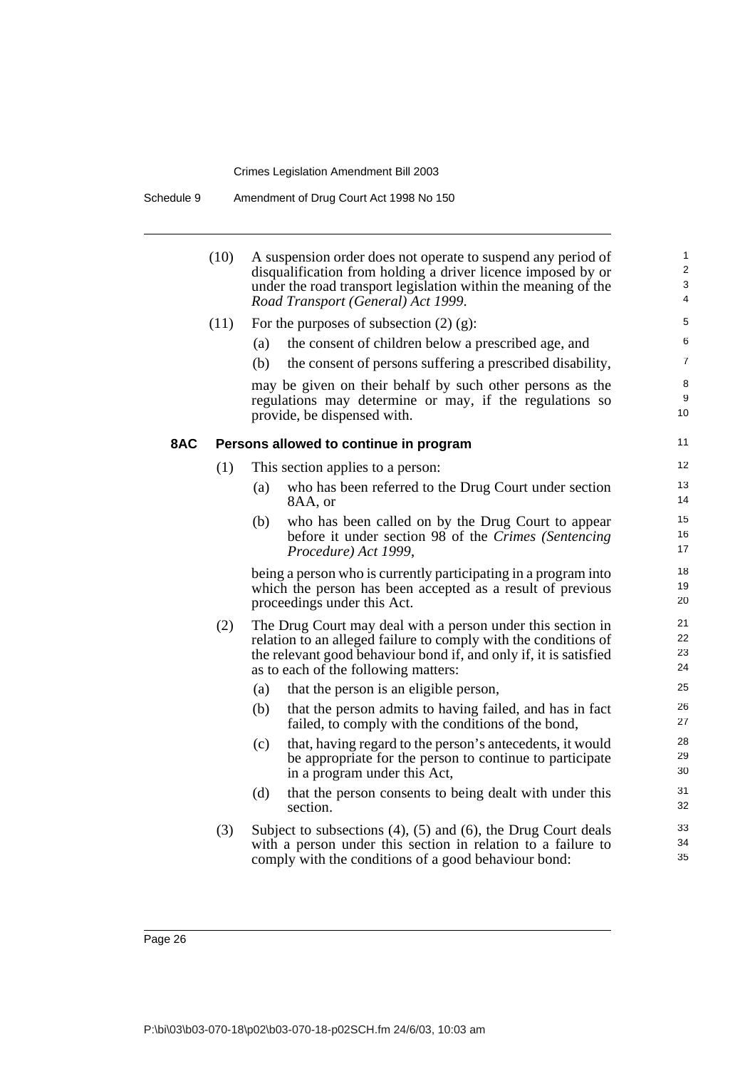(10) A suspension order does not operate to suspend any period of disqualification from holding a driver licence imposed by or under the road transport legislation within the meaning of the *Road Transport (General) Act 1999*.

(11) For the purposes of subsection (2) (g):

(a) the consent of children below a prescribed age, and

(b) the consent of persons suffering a prescribed disability,

may be given on their behalf by such other persons as the regulations may determine or may, if the regulations so provide, be dispensed with.

**8AC Persons allowed to continue in program**

(1) This section applies to a person:

(a) who has been referred to the Drug Court under section 8AA, or

(b) who has been called on by the Drug Court to appear before it under section 98 of the *Crimes (Sentencing Procedure) Act 1999*,

being a person who is currently participating in a program into which the person has been accepted as a result of previous proceedings under this Act.

(2) The Drug Court may deal with a person under this section in relation to an alleged failure to comply with the conditions of the relevant good behaviour bond if, and only if, it is satisfied as to each of the following matters:

(a) that the person is an eligible person,

(b) that the person admits to having failed, and has in fact failed, to comply with the conditions of the bond,

(c) that, having regard to the person's antecedents, it would be appropriate for the person to continue to participate in a program under this Act,

(d) that the person consents to being dealt with under this section.

(3) Subject to subsections (4), (5) and (6), the Drug Court deals with a person under this section in relation to a failure to comply with the conditions of a good behaviour bond: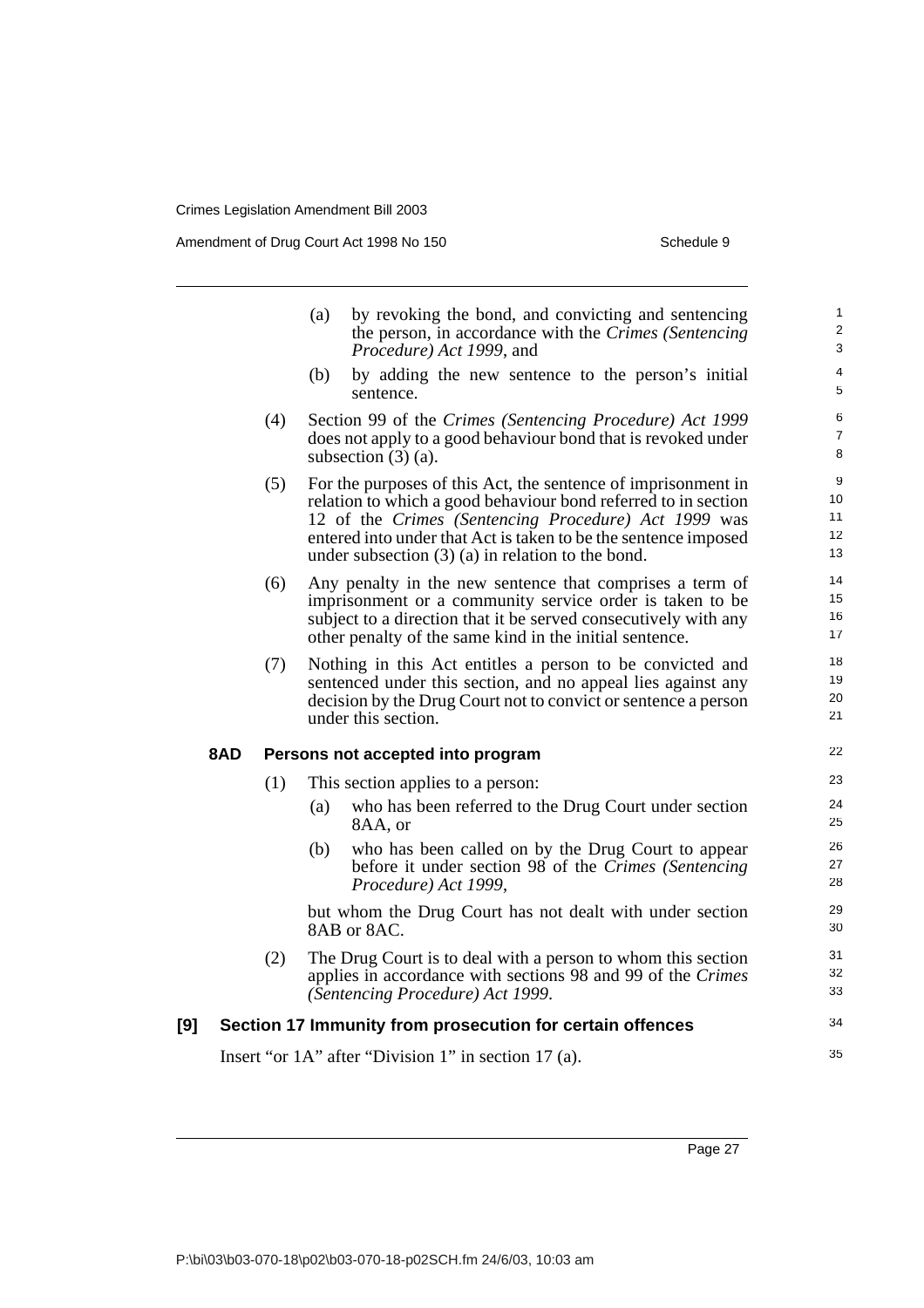(a) by revoking the bond, and convicting and sentencing the person, in accordance with the *Crimes (Sentencing Procedure) Act 1999*, and

(b) by adding the new sentence to the person's initial sentence.

(4) Section 99 of the *Crimes (Sentencing Procedure) Act 1999* does not apply to a good behaviour bond that is revoked under subsection (3) (a).

(5) For the purposes of this Act, the sentence of imprisonment in relation to which a good behaviour bond referred to in section 12 of the *Crimes (Sentencing Procedure) Act 1999* was entered into under that Act is taken to be the sentence imposed under subsection (3) (a) in relation to the bond.

(6) Any penalty in the new sentence that comprises a term of imprisonment or a community service order is taken to be subject to a direction that it be served consecutively with any other penalty of the same kind in the initial sentence.

(7) Nothing in this Act entitles a person to be convicted and sentenced under this section, and no appeal lies against any decision by the Drug Court not to convict or sentence a person under this section.

**8AD Persons not accepted into program**

(1) This section applies to a person:

(a) who has been referred to the Drug Court under section 8AA, or

(b) who has been called on by the Drug Court to appear before it under section 98 of the *Crimes (Sentencing Procedure) Act 1999*,

but whom the Drug Court has not dealt with under section 8AB or 8AC.

(2) The Drug Court is to deal with a person to whom this section applies in accordance with sections 98 and 99 of the *Crimes (Sentencing Procedure) Act 1999*.

**[9] Section 17 Immunity from prosecution for certain offences**

Insert "or 1A" after "Division 1" in section 17 (a).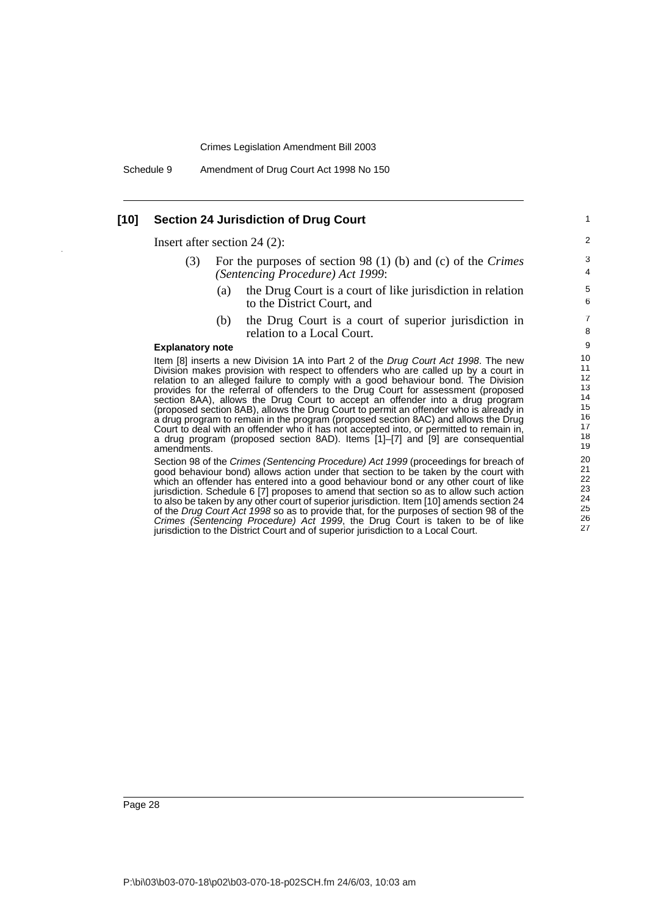## [10] Section 24 Jurisdiction of Drug Court

Insert after section 24 (2):

(3) For the purposes of section 98 (1) (b) and (c) of the *Crimes (Sentencing Procedure) Act 1999*:

(a) the Drug Court is a court of like jurisdiction in relation to the District Court, and

(b) the Drug Court is a court of superior jurisdiction in relation to a Local Court.

**Explanatory note**

Item [8] inserts a new Division 1A into Part 2 of the *Drug Court Act 1998*. The new Division makes provision with respect to offenders who are called up by a court in relation to an alleged failure to comply with a good behaviour bond. The Division provides for the referral of offenders to the Drug Court for assessment (proposed section 8AA), allows the Drug Court to accept an offender into a drug program (proposed section 8AB), allows the Drug Court to permit an offender who is already in a drug program to remain in the program (proposed section 8AC) and allows the Drug Court to deal with an offender who it has not accepted into, or permitted to remain in, a drug program (proposed section 8AD). Items [1]–[7] and [9] are consequential amendments.

Section 98 of the *Crimes (Sentencing Procedure) Act 1999* (proceedings for breach of good behaviour bond) allows action under that section to be taken by the court with which an offender has entered into a good behaviour bond or any other court of like jurisdiction. Schedule 6 [7] proposes to amend that section so as to allow such action to also be taken by any other court of superior jurisdiction. Item [10] amends section 24 of the *Drug Court Act 1998* so as to provide that, for the purposes of section 98 of the *Crimes (Sentencing Procedure) Act 1999*, the Drug Court is taken to be of like jurisdiction to the District Court and of superior jurisdiction to a Local Court.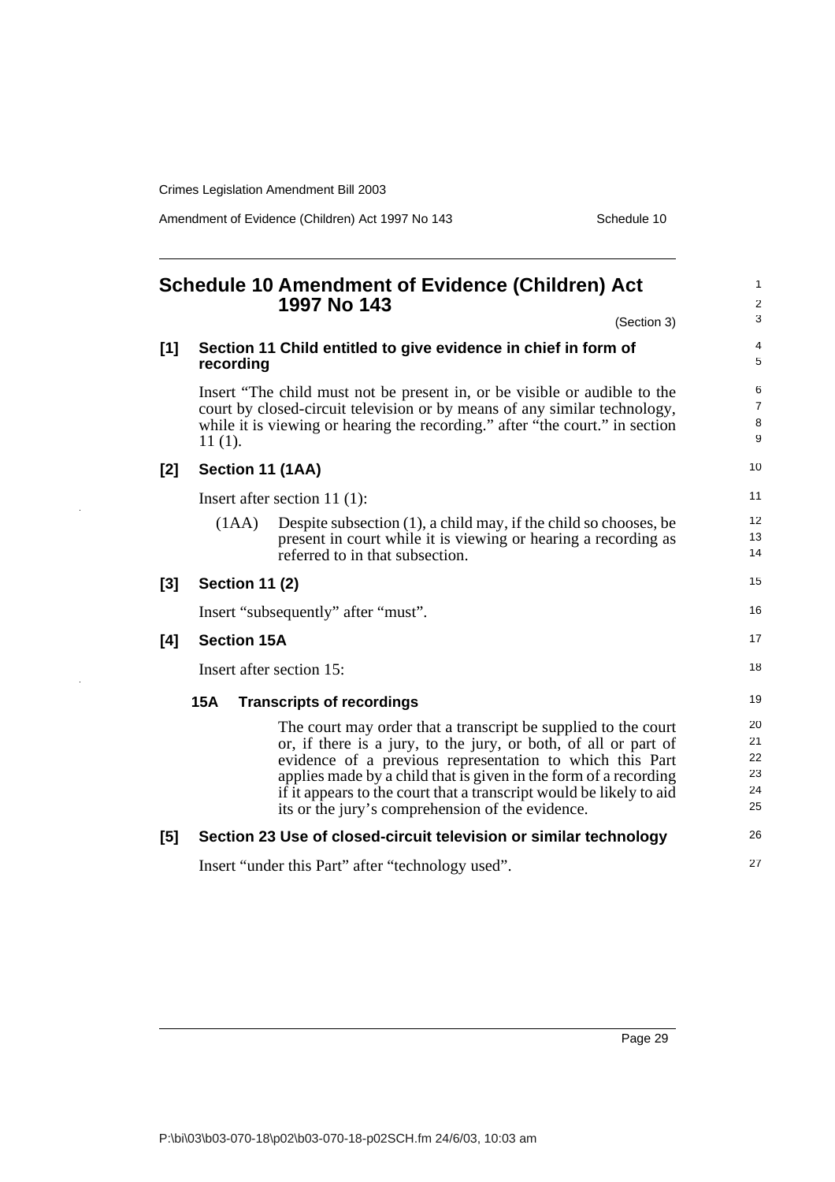# Schedule 10 Amendment of Evidence (Children) Act 1997 No 143

(Section 3)

**[1] Section 11 Child entitled to give evidence in chief in form of recording**

Insert "The child must not be present in, or be visible or audible to the court by closed-circuit television or by means of any similar technology, while it is viewing or hearing the recording." after "the court." in section 11 (1).

**[2] Section 11 (1AA)**

Insert after section 11 (1):

(1AA) Despite subsection (1), a child may, if the child so chooses, be present in court while it is viewing or hearing a recording as referred to in that subsection.

**[3] Section 11 (2)**

Insert "subsequently" after "must".

**[4] Section 15A**

Insert after section 15:

**15A Transcripts of recordings**

The court may order that a transcript be supplied to the court or, if there is a jury, to the jury, or both, of all or part of evidence of a previous representation to which this Part applies made by a child that is given in the form of a recording if it appears to the court that a transcript would be likely to aid its or the jury's comprehension of the evidence.

**[5] Section 23 Use of closed-circuit television or similar technology**

Insert "under this Part" after "technology used".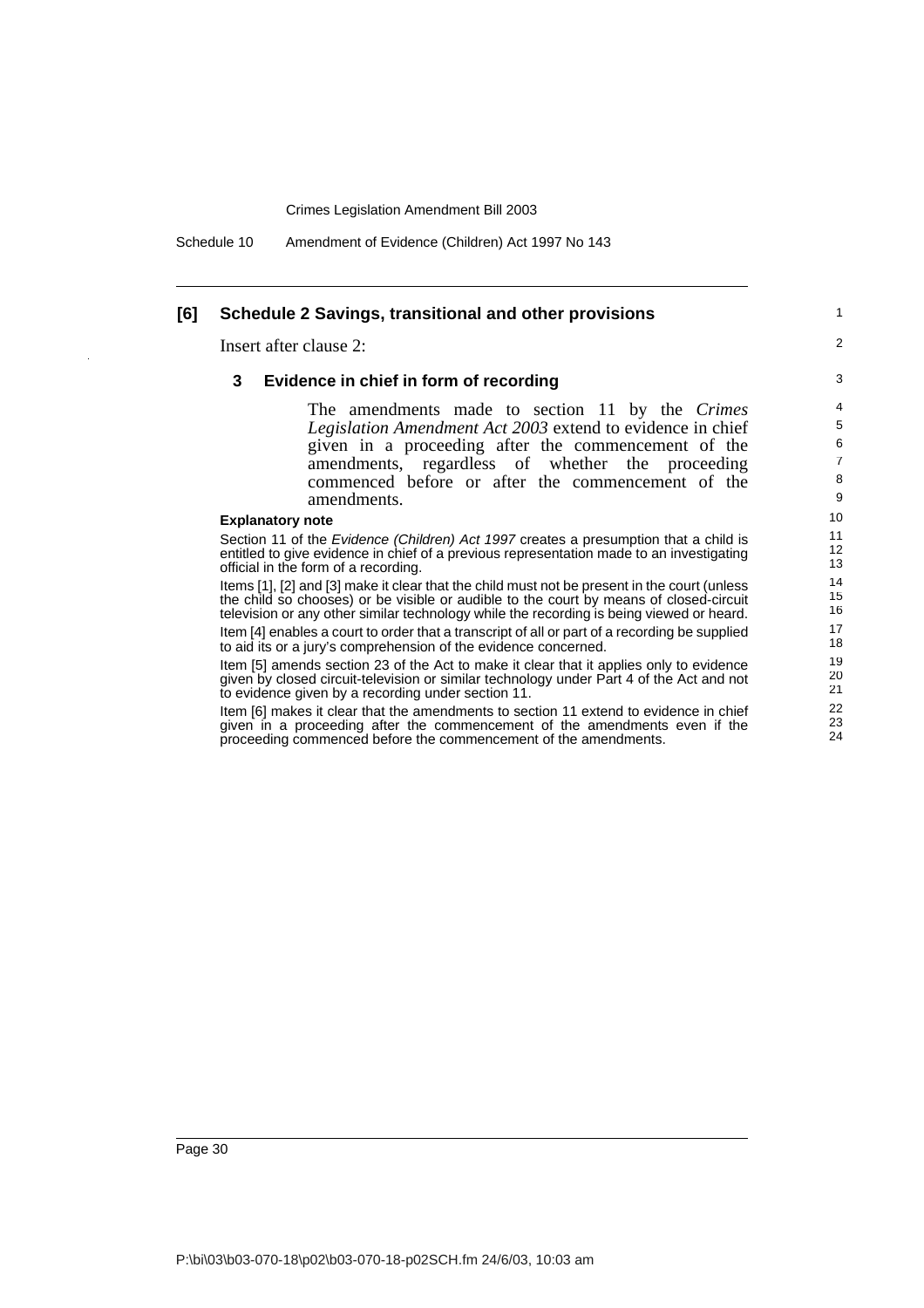## [6] Schedule 2 Savings, transitional and other provisions

Insert after clause 2:

### 3 Evidence in chief in form of recording

The amendments made to section 11 by the *Crimes Legislation Amendment Act 2003* extend to evidence in chief given in a proceeding after the commencement of the amendments, regardless of whether the proceeding commenced before or after the commencement of the amendments.

**Explanatory note**

Section 11 of the *Evidence (Children) Act 1997* creates a presumption that a child is entitled to give evidence in chief of a previous representation made to an investigating official in the form of a recording.

Items [1], [2] and [3] make it clear that the child must not be present in the court (unless the child so chooses) or be visible or audible to the court by means of closed-circuit television or any other similar technology while the recording is being viewed or heard.

Item [4] enables a court to order that a transcript of all or part of a recording be supplied to aid its or a jury's comprehension of the evidence concerned.

Item [5] amends section 23 of the Act to make it clear that it applies only to evidence given by closed circuit-television or similar technology under Part 4 of the Act and not to evidence given by a recording under section 11.

Item [6] makes it clear that the amendments to section 11 extend to evidence in chief given in a proceeding after the commencement of the amendments even if the proceeding commenced before the commencement of the amendments.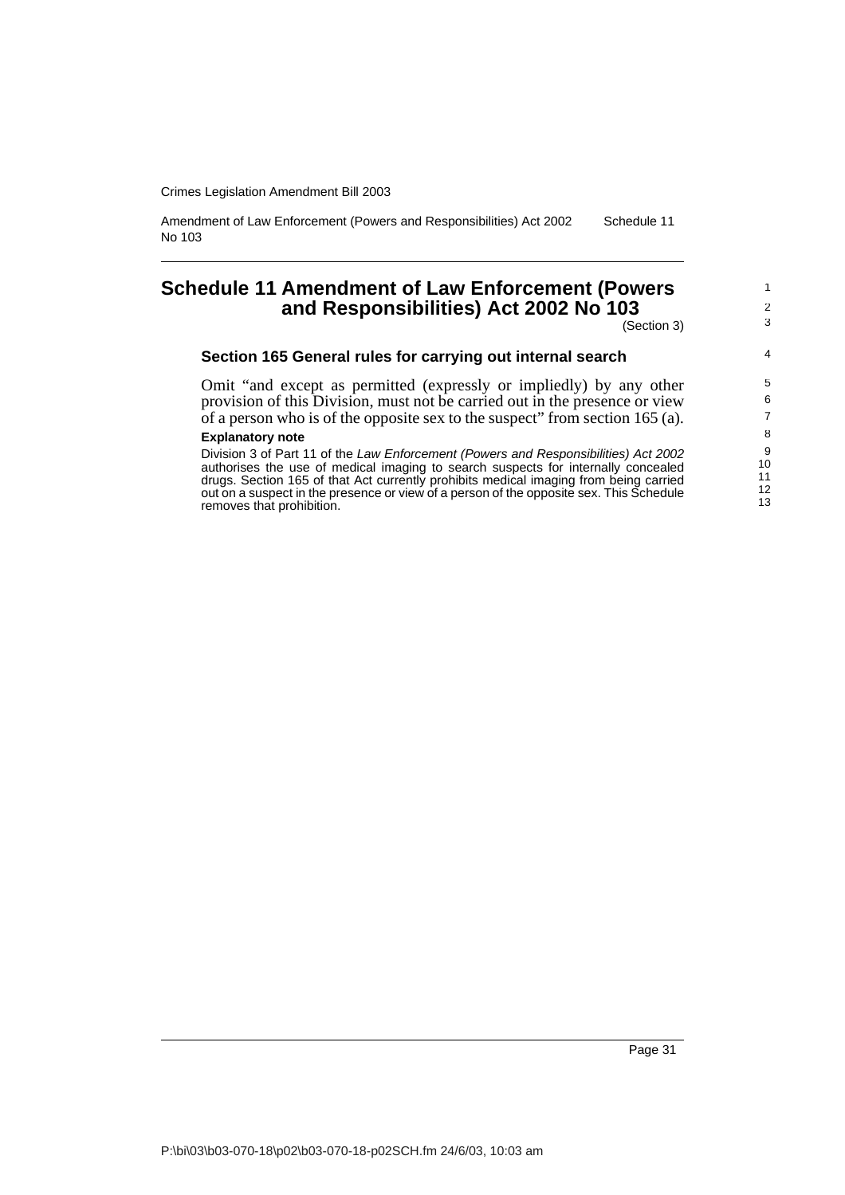# Schedule 11 Amendment of Law Enforcement (Powers and Responsibilities) Act 2002 No 103

(Section 3)

### Section 165 General rules for carrying out internal search

Omit "and except as permitted (expressly or impliedly) by any other provision of this Division, must not be carried out in the presence or view of a person who is of the opposite sex to the suspect" from section 165 (a).

**Explanatory note**

Division 3 of Part 11 of the *Law Enforcement (Powers and Responsibilities) Act 2002* authorises the use of medical imaging to search suspects for internally concealed drugs. Section 165 of that Act currently prohibits medical imaging from being carried out on a suspect in the presence or view of a person of the opposite sex. This Schedule removes that prohibition.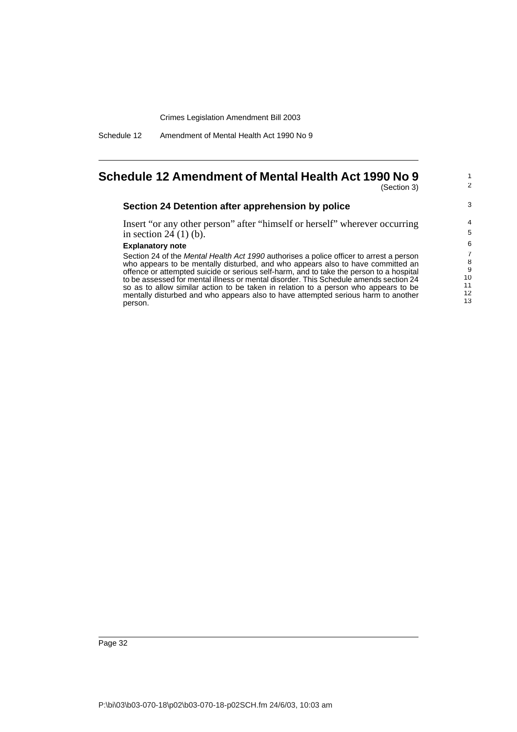# Schedule 12 Amendment of Mental Health Act 1990 No 9

(Section 3)

### Section 24 Detention after apprehension by police

Insert "or any other person" after "himself or herself" wherever occurring in section 24 (1) (b).

**Explanatory note**

Section 24 of the *Mental Health Act 1990* authorises a police officer to arrest a person who appears to be mentally disturbed, and who appears also to have committed an offence or attempted suicide or serious self-harm, and to take the person to a hospital to be assessed for mental illness or mental disorder. This Schedule amends section 24 so as to allow similar action to be taken in relation to a person who appears to be mentally disturbed and who appears also to have attempted serious harm to another person.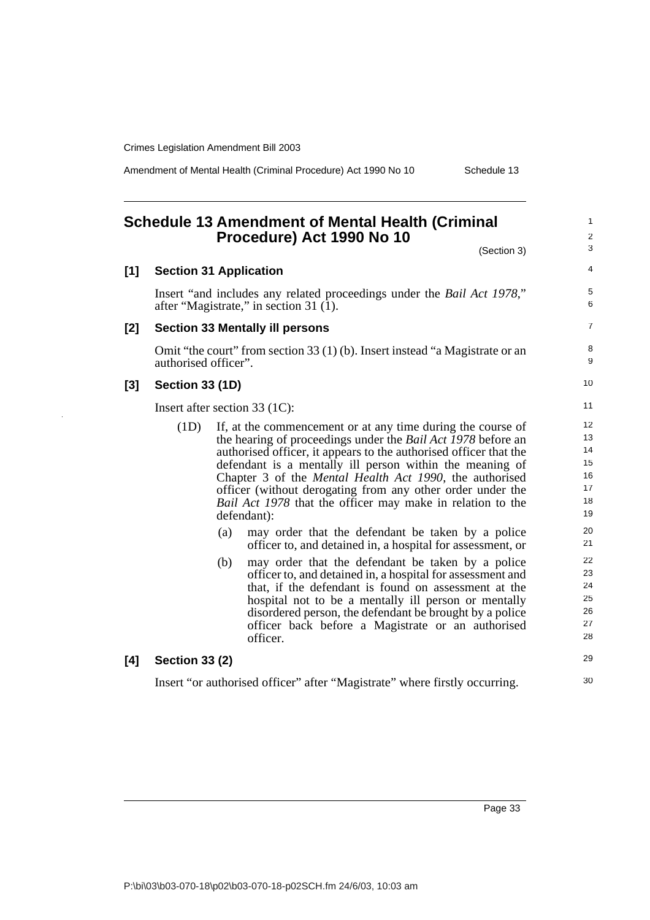## Schedule 13 Amendment of Mental Health (Criminal Procedure) Act 1990 No 10

(Section 3)

### [1] Section 31 Application

Insert "and includes any related proceedings under the *Bail Act 1978*," after "Magistrate," in section 31 (1).

### [2] Section 33 Mentally ill persons

Omit "the court" from section 33 (1) (b). Insert instead "a Magistrate or an authorised officer".

### [3] Section 33 (1D)

Insert after section 33 (1C):

(1D) If, at the commencement or at any time during the course of the hearing of proceedings under the *Bail Act 1978* before an authorised officer, it appears to the authorised officer that the defendant is a mentally ill person within the meaning of Chapter 3 of the *Mental Health Act 1990*, the authorised officer (without derogating from any other order under the *Bail Act 1978* that the officer may make in relation to the defendant):

(a) may order that the defendant be taken by a police officer to, and detained in, a hospital for assessment, or

(b) may order that the defendant be taken by a police officer to, and detained in, a hospital for assessment and that, if the defendant is found on assessment at the hospital not to be a mentally ill person or mentally disordered person, the defendant be brought by a police officer back before a Magistrate or an authorised officer.

### [4] Section 33 (2)

Insert "or authorised officer" after "Magistrate" where firstly occurring.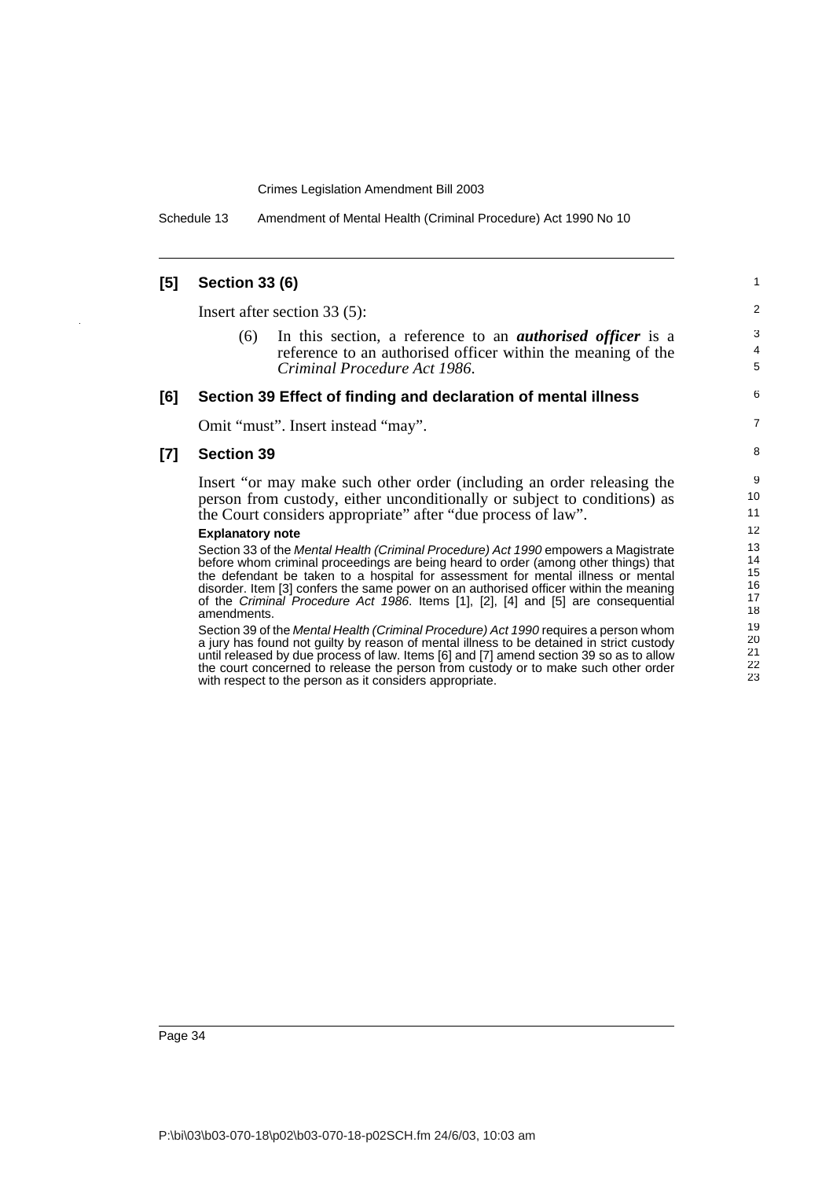### [5] Section 33 (6)

Insert after section 33 (5):

(6) In this section, a reference to an ***authorised officer*** is a reference to an authorised officer within the meaning of the *Criminal Procedure Act 1986*.

### [6] Section 39 Effect of finding and declaration of mental illness

Omit "must". Insert instead "may".

### [7] Section 39

Insert "or may make such other order (including an order releasing the person from custody, either unconditionally or subject to conditions) as the Court considers appropriate" after "due process of law".

**Explanatory note**

Section 33 of the *Mental Health (Criminal Procedure) Act 1990* empowers a Magistrate before whom criminal proceedings are being heard to order (among other things) that the defendant be taken to a hospital for assessment for mental illness or mental disorder. Item [3] confers the same power on an authorised officer within the meaning of the *Criminal Procedure Act 1986*. Items [1], [2], [4] and [5] are consequential amendments.

Section 39 of the *Mental Health (Criminal Procedure) Act 1990* requires a person whom a jury has found not guilty by reason of mental illness to be detained in strict custody until released by due process of law. Items [6] and [7] amend section 39 so as to allow the court concerned to release the person from custody or to make such other order with respect to the person as it considers appropriate.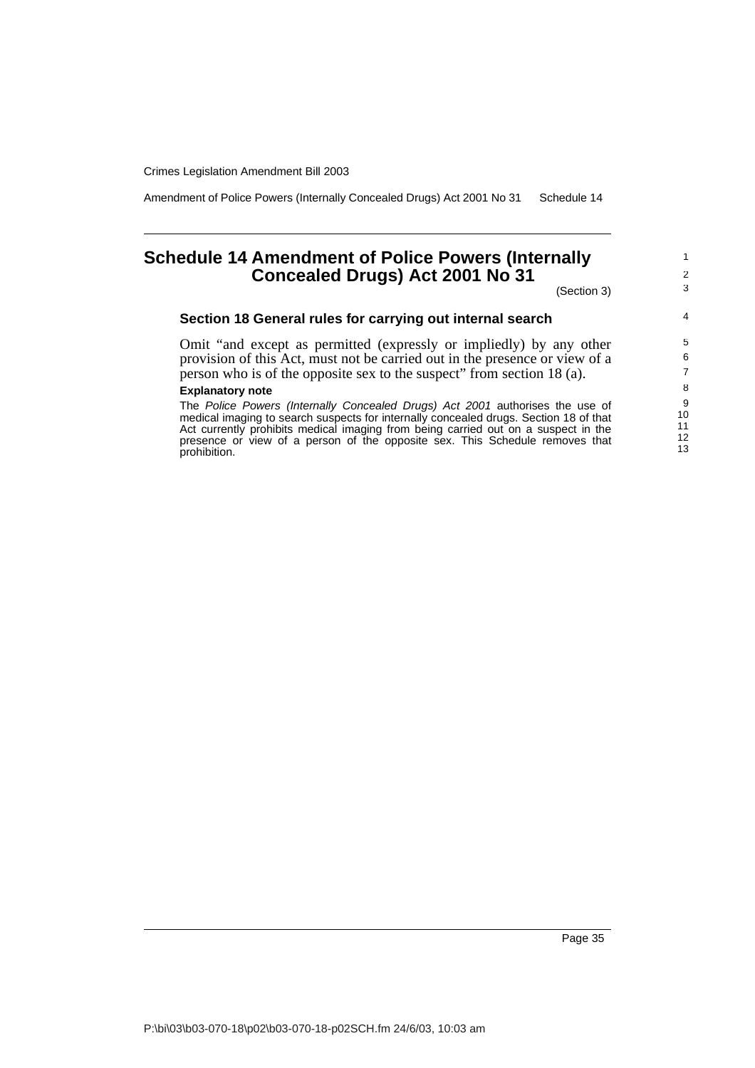# Schedule 14 Amendment of Police Powers (Internally Concealed Drugs) Act 2001 No 31

(Section 3)

### Section 18 General rules for carrying out internal search

Omit "and except as permitted (expressly or impliedly) by any other provision of this Act, must not be carried out in the presence or view of a person who is of the opposite sex to the suspect" from section 18 (a).

**Explanatory note**

The *Police Powers (Internally Concealed Drugs) Act 2001* authorises the use of medical imaging to search suspects for internally concealed drugs. Section 18 of that Act currently prohibits medical imaging from being carried out on a suspect in the presence or view of a person of the opposite sex. This Schedule removes that prohibition.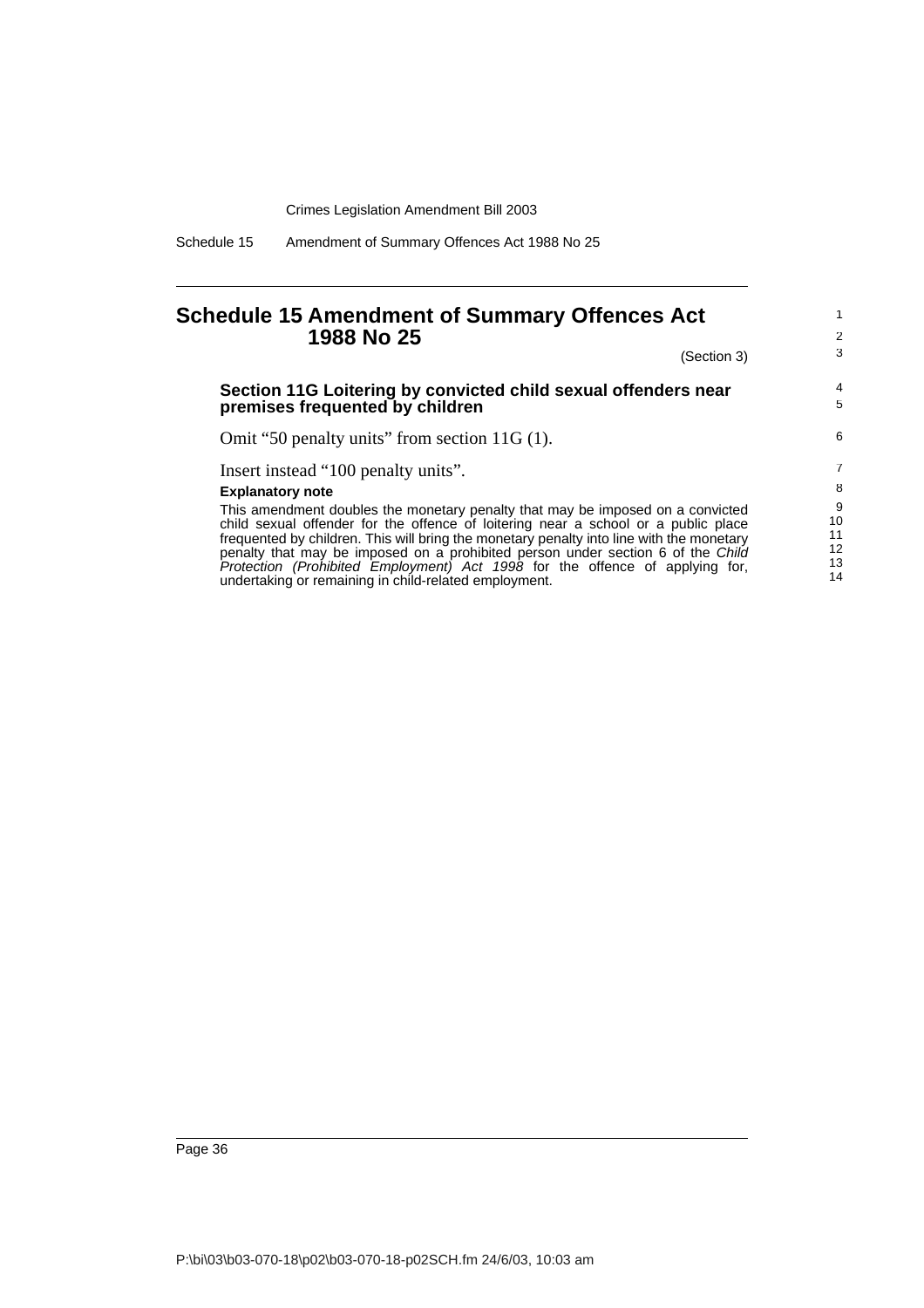## Schedule 15 Amendment of Summary Offences Act 1988 No 25

(Section 3)

### Section 11G Loitering by convicted child sexual offenders near premises frequented by children

Omit "50 penalty units" from section 11G (1).

Insert instead "100 penalty units".

**Explanatory note**

This amendment doubles the monetary penalty that may be imposed on a convicted child sexual offender for the offence of loitering near a school or a public place frequented by children. This will bring the monetary penalty into line with the monetary penalty that may be imposed on a prohibited person under section 6 of the *Child Protection (Prohibited Employment) Act 1998* for the offence of applying for, undertaking or remaining in child-related employment.